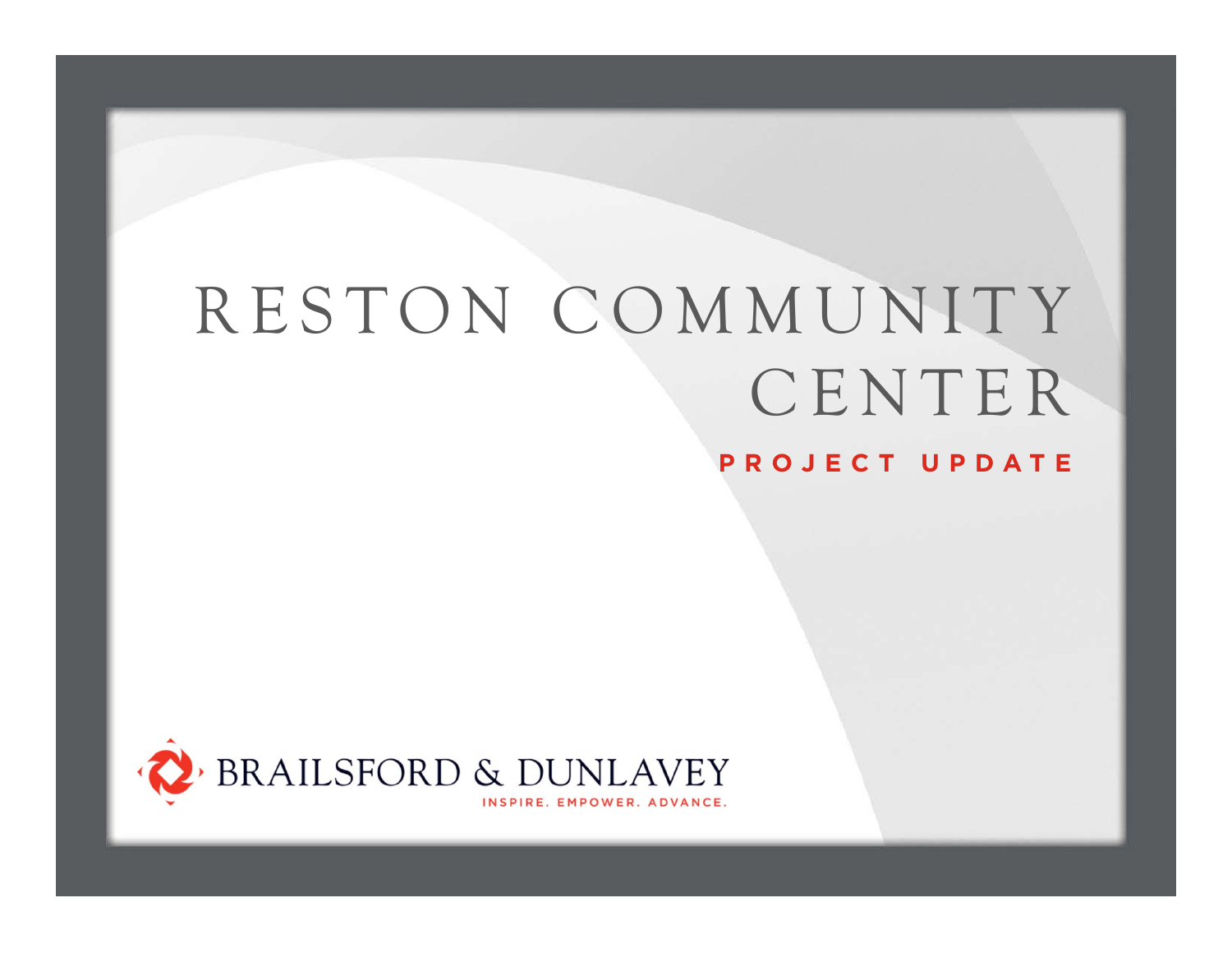# RESTON COMMUNITY CENTER

## PROJECT UPDATE

BRAILSFORD & DUNLAVEY

INSPIRE. EMPOWER. ADVANCE.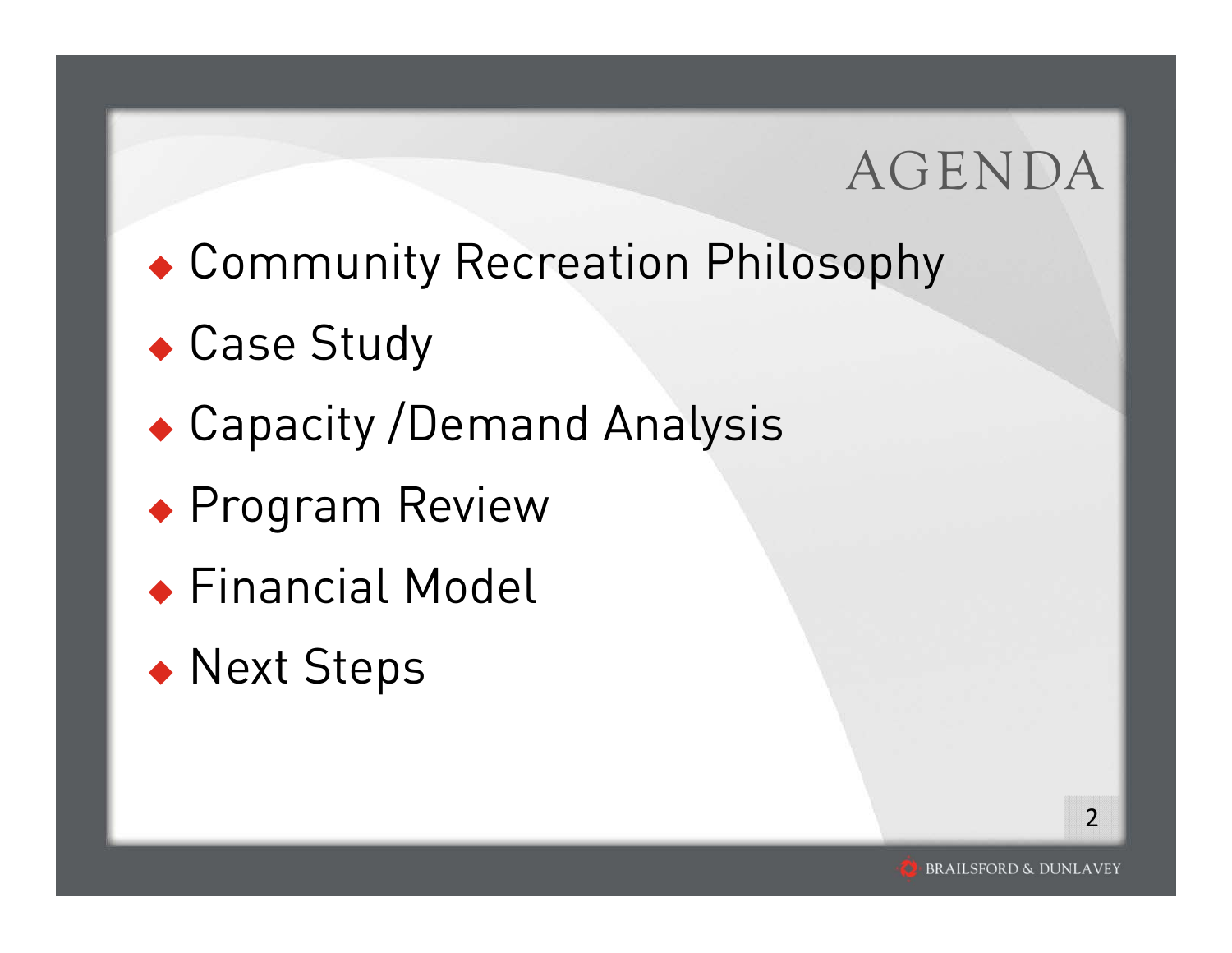# AGENDA

- Community Recreation Philosophy
- Case Study
- Capacity /Demand Analysis
- Program Review
- Financial Model
- Next Steps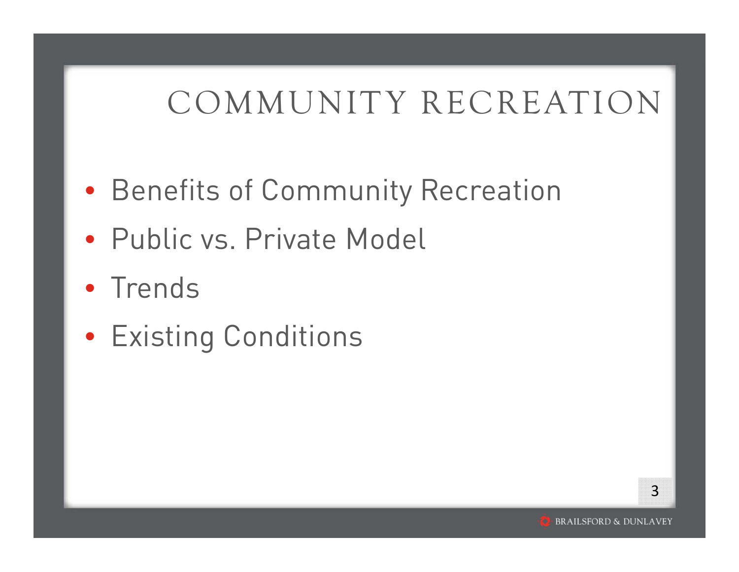# COMMUNITY RECREATION

- Benefits of Community Recreation
- Public vs. Private Model
- Trends
- Existing Conditions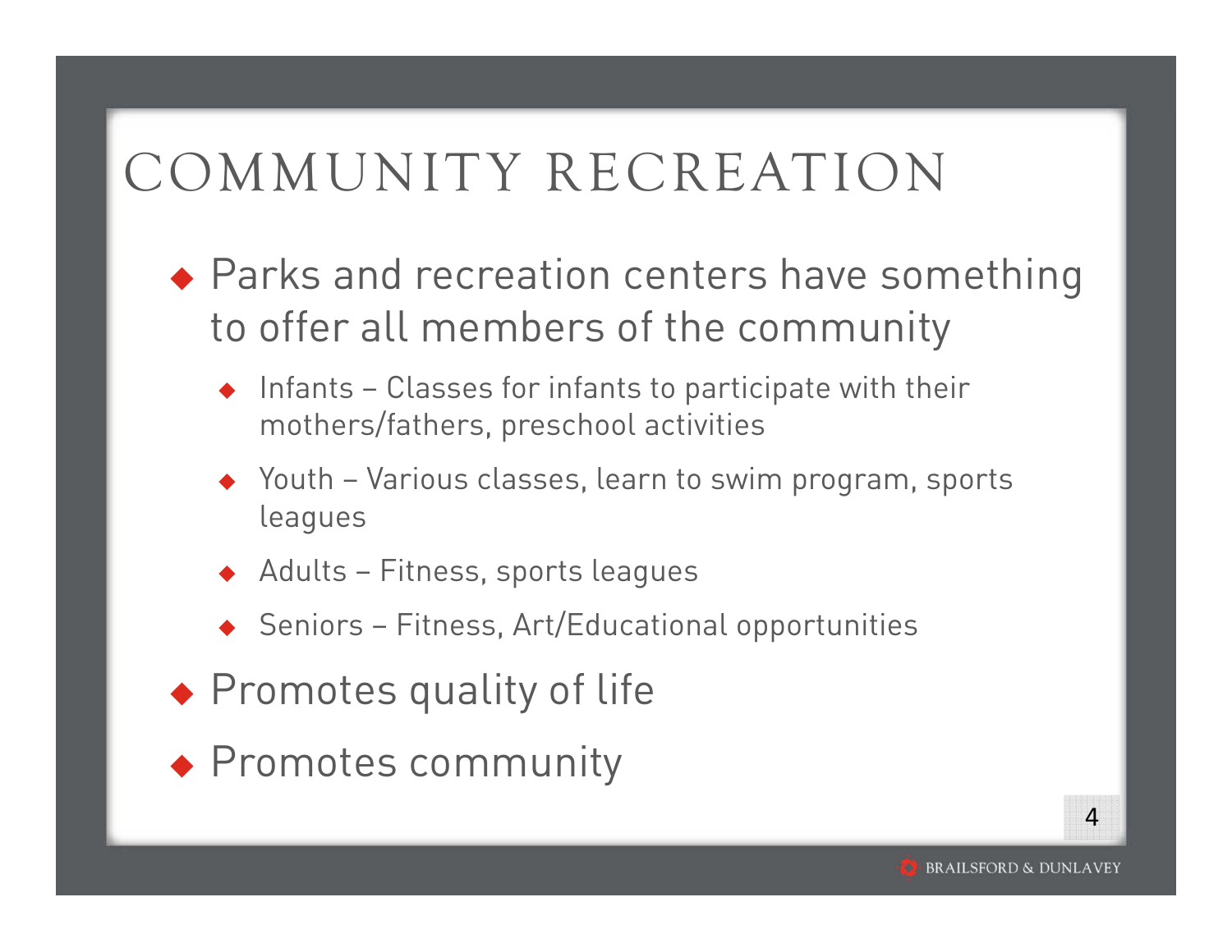# COMMUNITY RECREATION

- Parks and recreation centers have something to offer all members of the community
  - Infants – Classes for infants to participate with their mothers/fathers, preschool activities
  - Youth – Various classes, learn to swim program, sports leagues
  - Adults – Fitness, sports leagues
  - Seniors – Fitness, Art/Educational opportunities
- Promotes quality of life
- Promotes community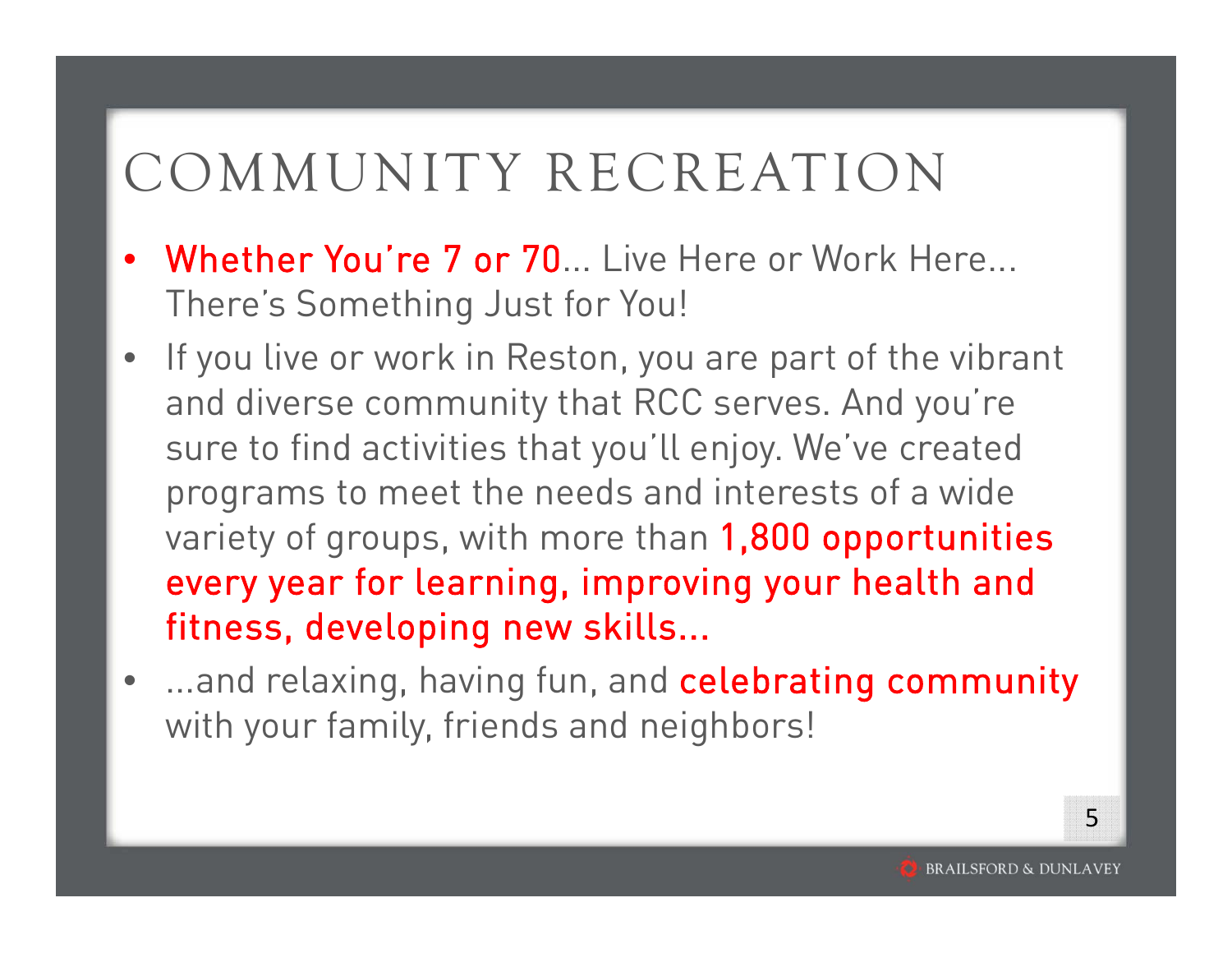# COMMUNITY RECREATION

- **Whether You're 7 or 70**… Live Here or Work Here… There's Something Just for You!
- If you live or work in Reston, you are part of the vibrant and diverse community that RCC serves. And you're sure to find activities that you'll enjoy. We've created programs to meet the needs and interests of a wide variety of groups, with more than **1,800 opportunities every year for learning, improving your health and fitness, developing new skills…**
- …and relaxing, having fun, and **celebrating community** with your family, friends and neighbors!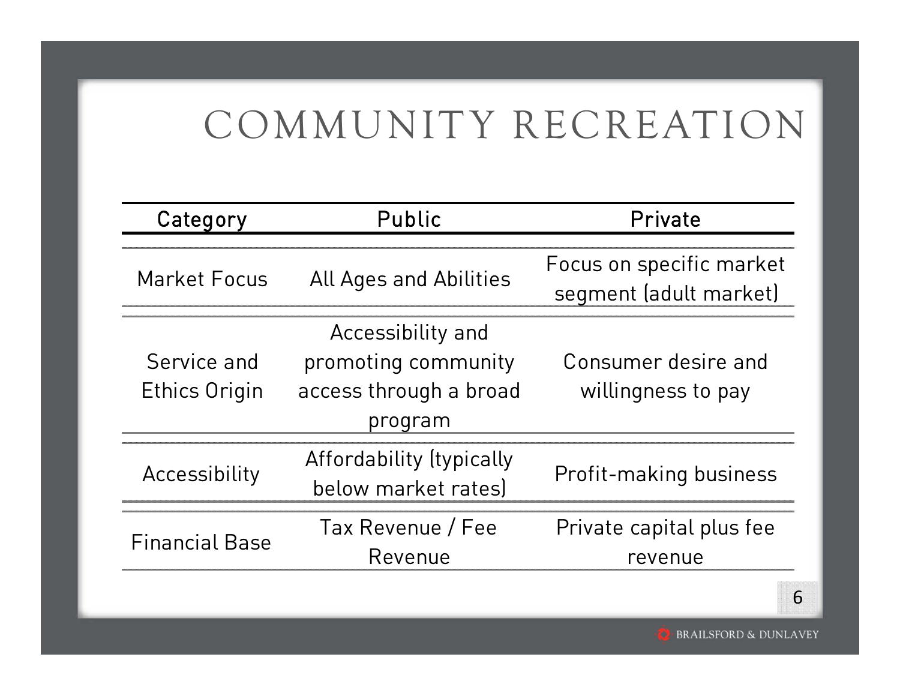# COMMUNITY RECREATION

| Category | Public | Private |
|---|---|---|
| Market Focus | All Ages and Abilities | Focus on specific market segment (adult market) |
| Service and Ethics Origin | Accessibility and promoting community access through a broad program | Consumer desire and willingness to pay |
| Accessibility | Affordability (typically below market rates) | Profit-making business |
| Financial Base | Tax Revenue / Fee Revenue | Private capital plus fee revenue |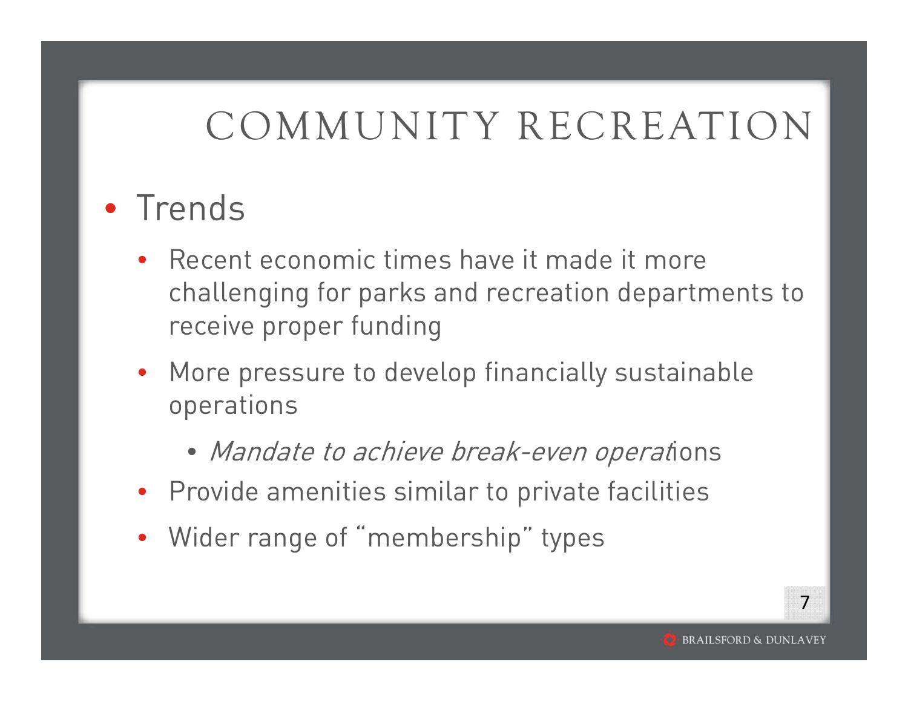# COMMUNITY RECREATION

- Trends
  - Recent economic times have it made it more challenging for parks and recreation departments to receive proper funding
  - More pressure to develop financially sustainable operations
    - *Mandate to achieve break-even operat*ions
  - Provide amenities similar to private facilities
  - Wider range of "membership" types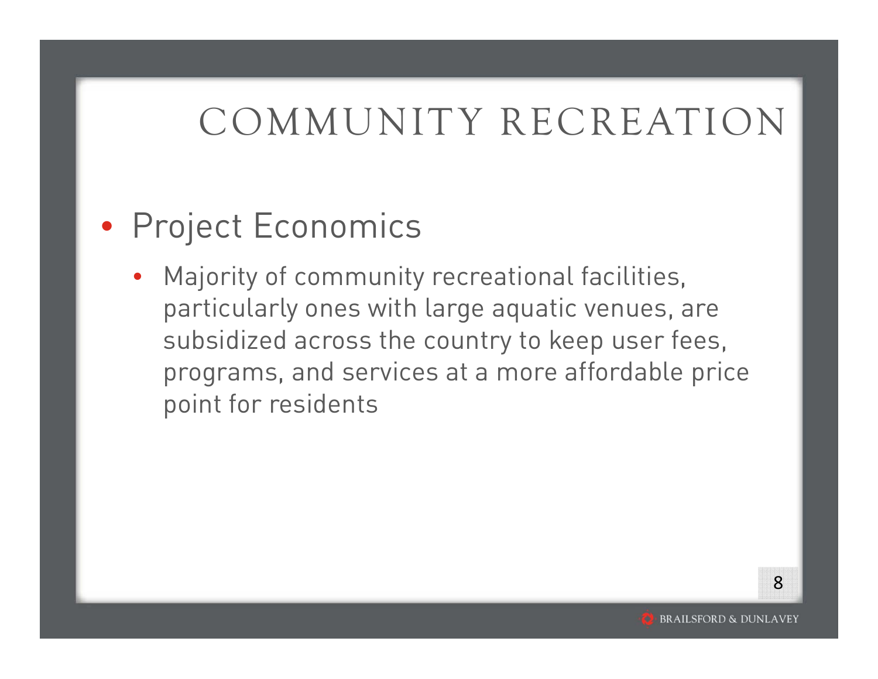# COMMUNITY RECREATION

- Project Economics
  - Majority of community recreational facilities, particularly ones with large aquatic venues, are subsidized across the country to keep user fees, programs, and services at a more affordable price point for residents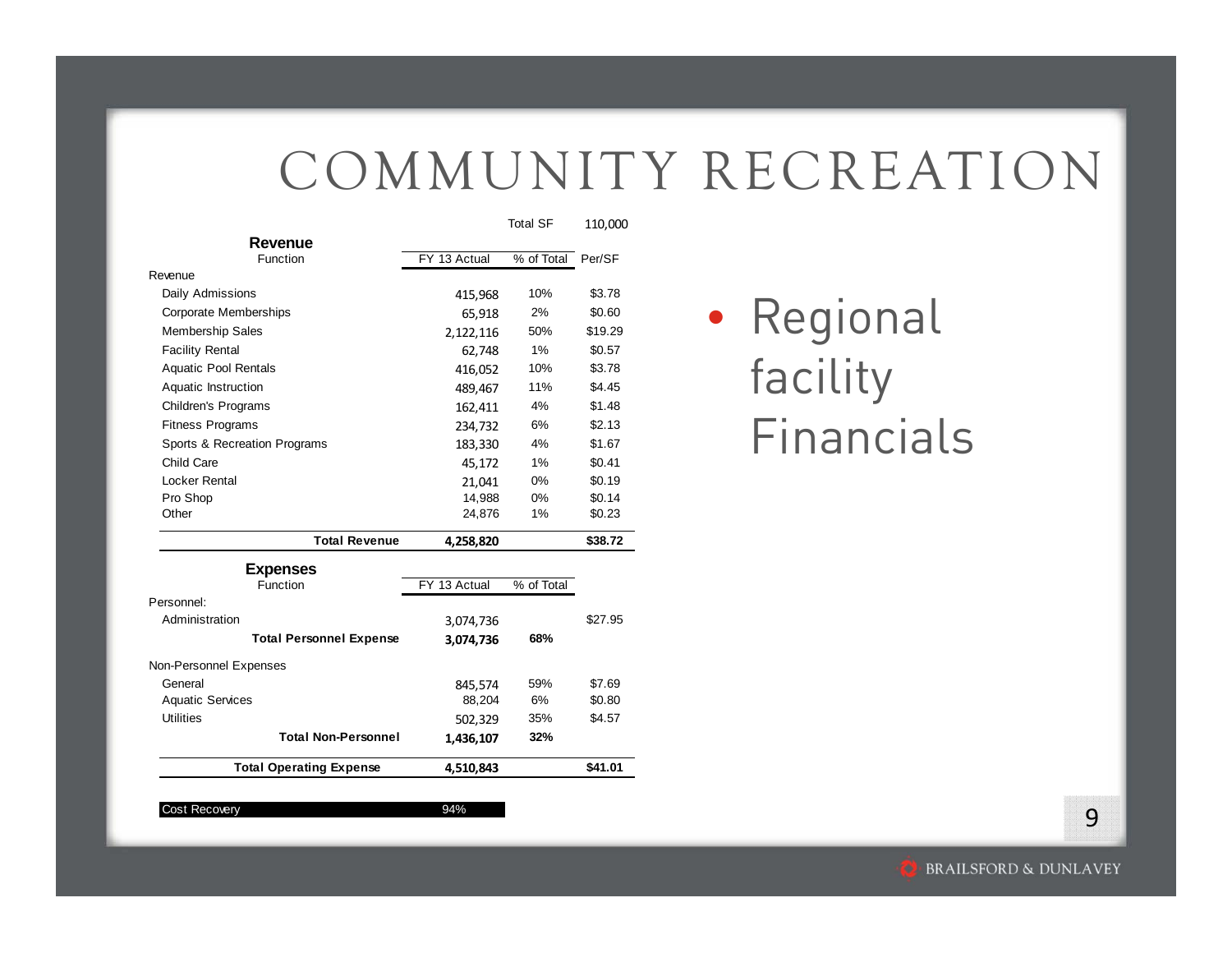# COMMUNITY RECREATION

| | | Total SF | 110,000 |
|---|---|---|---|
| **Revenue** | | | |
| Function | FY 13 Actual | % of Total | Per/SF |
| Revenue | | | |
| Daily Admissions | 415,968 | 10% | $3.78 |
| Corporate Memberships | 65,918 | 2% | $0.60 |
| Membership Sales | 2,122,116 | 50% | $19.29 |
| Facility Rental | 62,748 | 1% | $0.57 |
| Aquatic Pool Rentals | 416,052 | 10% | $3.78 |
| Aquatic Instruction | 489,467 | 11% | $4.45 |
| Children's Programs | 162,411 | 4% | $1.48 |
| Fitness Programs | 234,732 | 6% | $2.13 |
| Sports & Recreation Programs | 183,330 | 4% | $1.67 |
| Child Care | 45,172 | 1% | $0.41 |
| Locker Rental | 21,041 | 0% | $0.19 |
| Pro Shop | 14,988 | 0% | $0.14 |
| Other | 24,876 | 1% | $0.23 |
| **Total Revenue** | **4,258,820** | | **$38.72** |

| **Expenses** | | | |
|---|---|---|---|
| Function | FY 13 Actual | % of Total | |
| Personnel: | | | |
| Administration | 3,074,736 | | $27.95 |
| **Total Personnel Expense** | **3,074,736** | **68%** | |
| Non-Personnel Expenses | | | |
| General | 845,574 | 59% | $7.69 |
| Aquatic Services | 88,204 | 6% | $0.80 |
| Utilities | 502,329 | 35% | $4.57 |
| **Total Non-Personnel** | **1,436,107** | **32%** | |
| **Total Operating Expense** | **4,510,843** | | **$41.01** |

| Cost Recovery | 94% |
|---|---|

- Regional facility Financials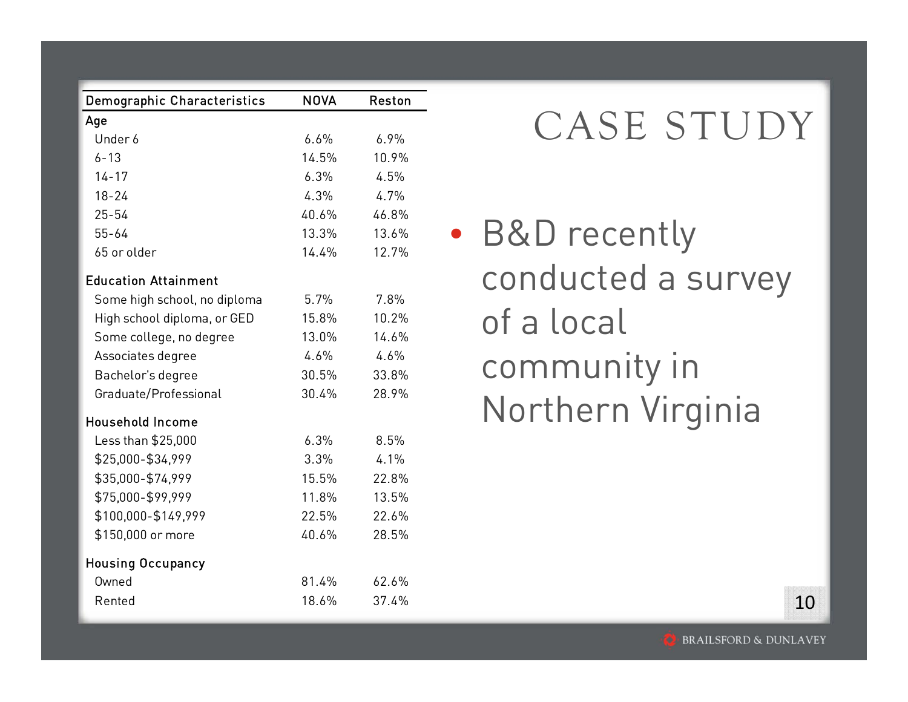# CASE STUDY

- B&D recently conducted a survey of a local community in Northern Virginia

| Demographic Characteristics | NOVA | Reston |
|---|---|---|
| **Age** | | |
| Under 6 | 6.6% | 6.9% |
| 6-13 | 14.5% | 10.9% |
| 14-17 | 6.3% | 4.5% |
| 18-24 | 4.3% | 4.7% |
| 25-54 | 40.6% | 46.8% |
| 55-64 | 13.3% | 13.6% |
| 65 or older | 14.4% | 12.7% |
| **Education Attainment** | | |
| Some high school, no diploma | 5.7% | 7.8% |
| High school diploma, or GED | 15.8% | 10.2% |
| Some college, no degree | 13.0% | 14.6% |
| Associates degree | 4.6% | 4.6% |
| Bachelor's degree | 30.5% | 33.8% |
| Graduate/Professional | 30.4% | 28.9% |
| **Household Income** | | |
| Less than $25,000 | 6.3% | 8.5% |
| $25,000-$34,999 | 3.3% | 4.1% |
| $35,000-$74,999 | 15.5% | 22.8% |
| $75,000-$99,999 | 11.8% | 13.5% |
| $100,000-$149,999 | 22.5% | 22.6% |
| $150,000 or more | 40.6% | 28.5% |
| **Housing Occupancy** | | |
| Owned | 81.4% | 62.6% |
| Rented | 18.6% | 37.4% |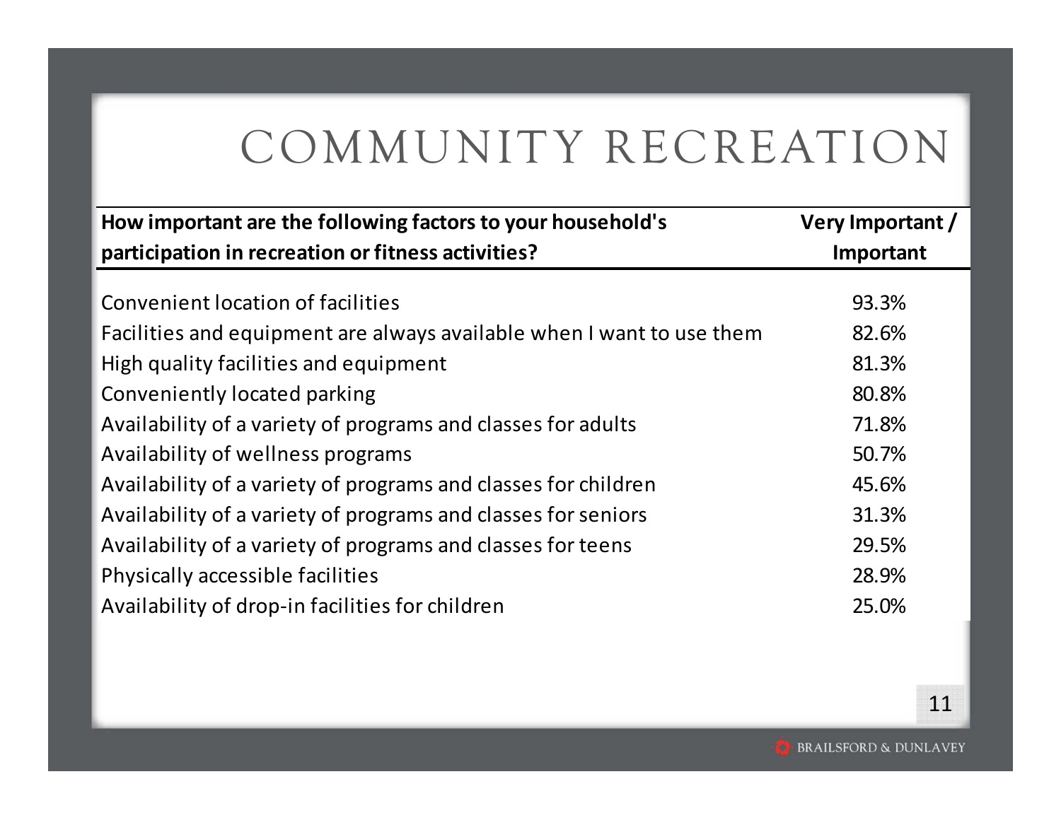# COMMUNITY RECREATION

| How important are the following factors to your household's participation in recreation or fitness activities? | Very Important / Important |
| --- | --- |
| Convenient location of facilities | 93.3% |
| Facilities and equipment are always available when I want to use them | 82.6% |
| High quality facilities and equipment | 81.3% |
| Conveniently located parking | 80.8% |
| Availability of a variety of programs and classes for adults | 71.8% |
| Availability of wellness programs | 50.7% |
| Availability of a variety of programs and classes for children | 45.6% |
| Availability of a variety of programs and classes for seniors | 31.3% |
| Availability of a variety of programs and classes for teens | 29.5% |
| Physically accessible facilities | 28.9% |
| Availability of drop-in facilities for children | 25.0% |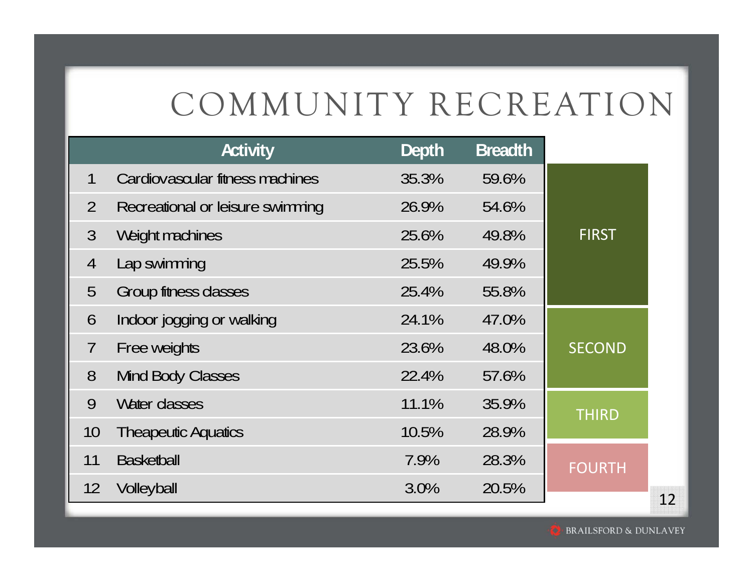# COMMUNITY RECREATION

| | Activity | Depth | Breadth | |
|---|---|---|---|---|
| 1 | Cardiovascular fitness machines | 35.3% | 59.6% | FIRST |
| 2 | Recreational or leisure swimming | 26.9% | 54.6% | |
| 3 | Weight machines | 25.6% | 49.8% | |
| 4 | Lap swimming | 25.5% | 49.9% | |
| 5 | Group fitness classes | 25.4% | 55.8% | |
| 6 | Indoor jogging or walking | 24.1% | 47.0% | SECOND |
| 7 | Free weights | 23.6% | 48.0% | |
| 8 | Mind Body Classes | 22.4% | 57.6% | |
| 9 | Water classes | 11.1% | 35.9% | THIRD |
| 10 | Theapeutic Aquatics | 10.5% | 28.9% | |
| 11 | Basketball | 7.9% | 28.3% | FOURTH |
| 12 | Volleyball | 3.0% | 20.5% | |

BRAILSFORD & DUNLAVEY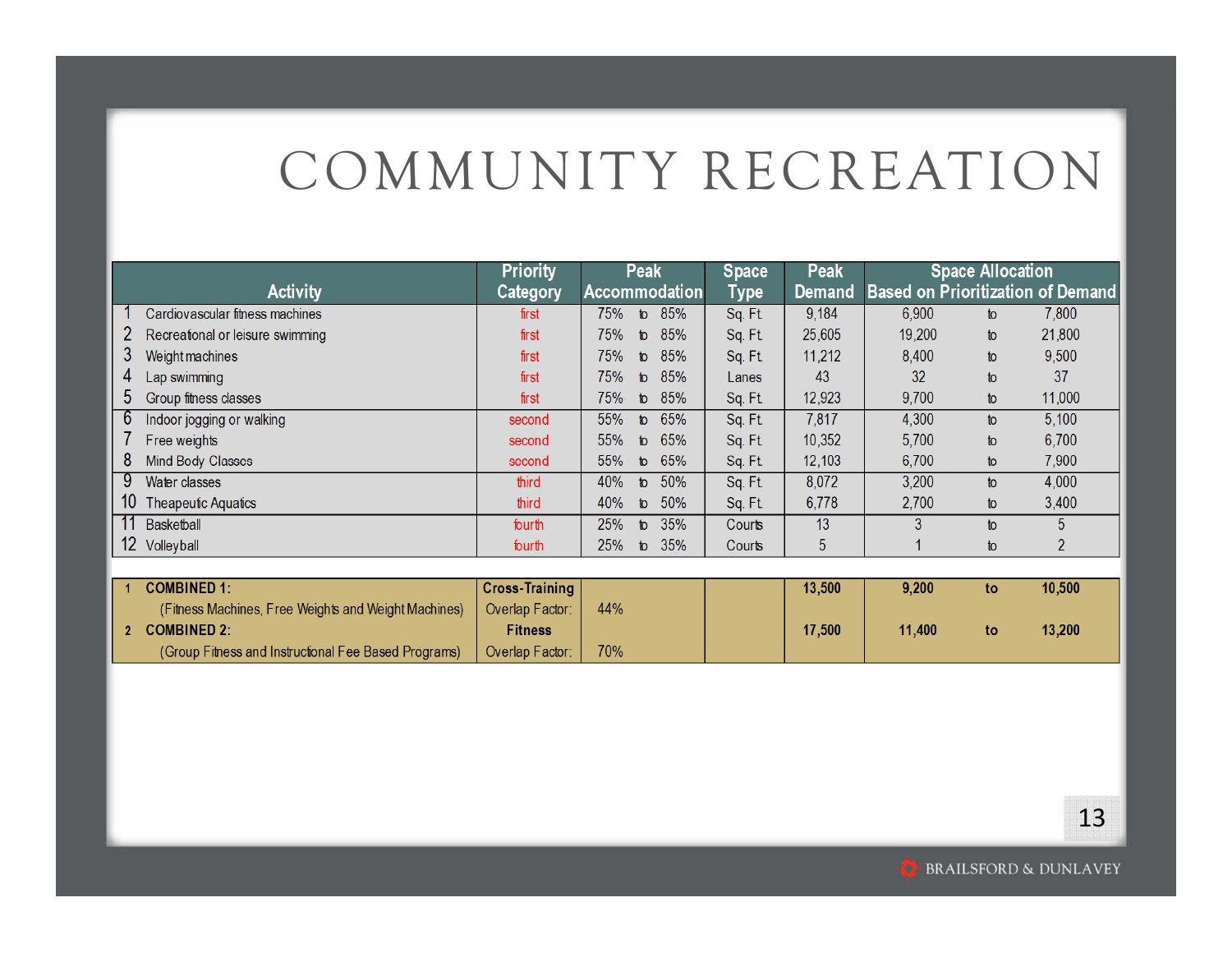# COMMUNITY RECREATION

| | Activity | Priority Category | Peak Accommodation | | | Space Type | Peak Demand | Space Allocation Based on Prioritization of Demand | | |
|---|---|---|---|---|---|---|---|---|---|---|
| 1 | Cardiovascular fitness machines | first | 75% | to | 85% | Sq. Ft. | 9,184 | 6,900 | to | 7,800 |
| 2 | Recreational or leisure swimming | first | 75% | to | 85% | Sq. Ft. | 25,605 | 19,200 | to | 21,800 |
| 3 | Weight machines | first | 75% | to | 85% | Sq. Ft. | 11,212 | 8,400 | to | 9,500 |
| 4 | Lap swimming | first | 75% | to | 85% | Lanes | 43 | 32 | to | 37 |
| 5 | Group fitness classes | first | 75% | to | 85% | Sq. Ft. | 12,923 | 9,700 | to | 11,000 |
| 6 | Indoor jogging or walking | second | 55% | to | 65% | Sq. Ft. | 7,817 | 4,300 | to | 5,100 |
| 7 | Free weights | second | 55% | to | 65% | Sq. Ft. | 10,352 | 5,700 | to | 6,700 |
| 8 | Mind Body Classes | second | 55% | to | 65% | Sq. Ft. | 12,103 | 6,700 | to | 7,900 |
| 9 | Water classes | third | 40% | to | 50% | Sq. Ft. | 8,072 | 3,200 | to | 4,000 |
| 10 | Theapeutic Aquatics | third | 40% | to | 50% | Sq. Ft. | 6,778 | 2,700 | to | 3,400 |
| 11 | Basketball | fourth | 25% | to | 35% | Courts | 13 | 3 | to | 5 |
| 12 | Volleyball | fourth | 25% | to | 35% | Courts | 5 | 1 | to | 2 |

| | Activity | Category | Overlap Factor | Space Type | Peak Demand | Space Allocation | | |
|---|---|---|---|---|---|---|---|---|
| 1 | **COMBINED 1:** | **Cross-Training** | | | **13,500** | **9,200** | **to** | **10,500** |
| | (Fitness Machines, Free Weights and Weight Machines) | Overlap Factor: | 44% | | | | | |
| 2 | **COMBINED 2:** | **Fitness** | | | **17,500** | **11,400** | **to** | **13,200** |
| | (Group Fitness and Instructional Fee Based Programs) | Overlap Factor: | 70% | | | | | |

BRAILSFORD & DUNLAVEY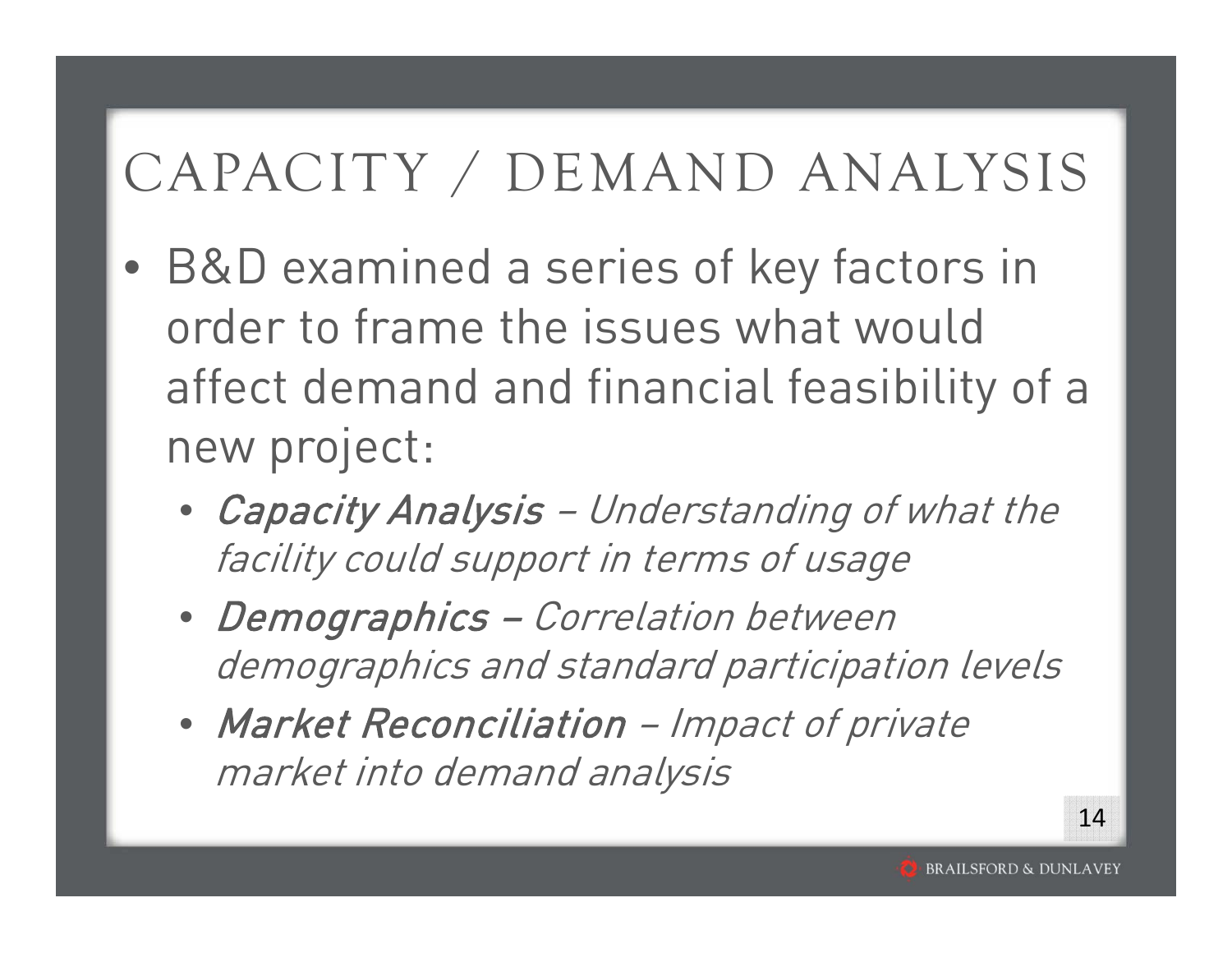# CAPACITY / DEMAND ANALYSIS

- B&D examined a series of key factors in order to frame the issues what would affect demand and financial feasibility of a new project:
  - ***Capacity Analysis*** – *Understanding of what the facility could support in terms of usage*
  - ***Demographics*** – *Correlation between demographics and standard participation levels*
  - ***Market Reconciliation*** – *Impact of private market into demand analysis*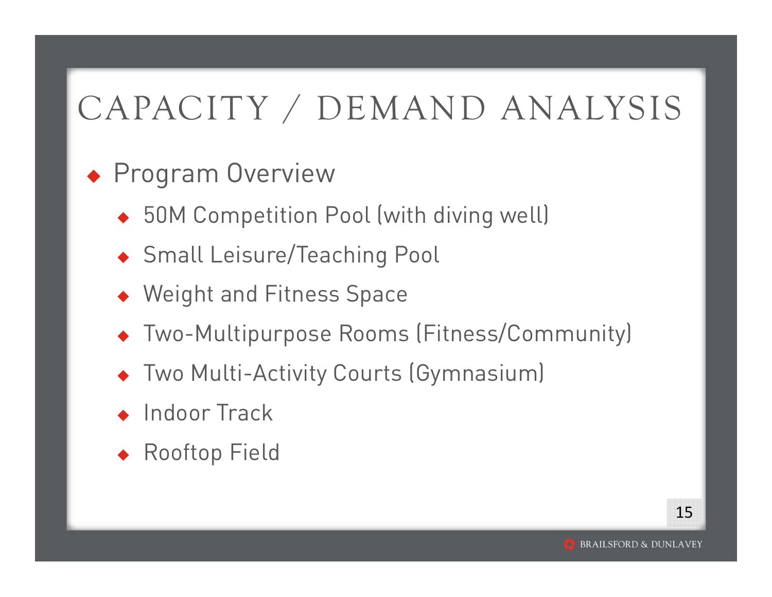# CAPACITY / DEMAND ANALYSIS

- Program Overview
  - 50M Competition Pool (with diving well)
  - Small Leisure/Teaching Pool
  - Weight and Fitness Space
  - Two-Multipurpose Rooms (Fitness/Community)
  - Two Multi-Activity Courts (Gymnasium)
  - Indoor Track
  - Rooftop Field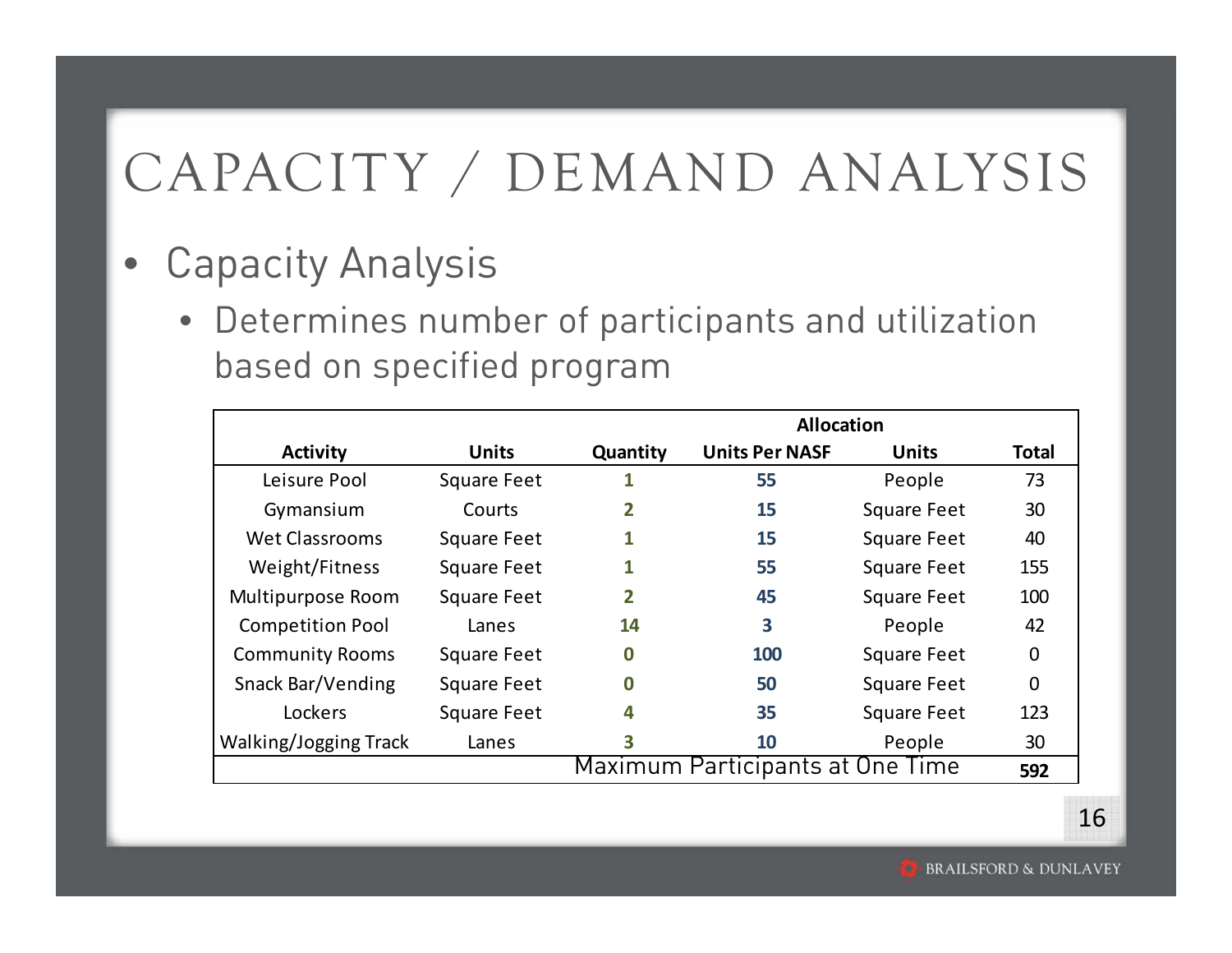# CAPACITY / DEMAND ANALYSIS

- Capacity Analysis
  - Determines number of participants and utilization based on specified program

| Activity | Units | Quantity | Allocation | | Total |
|---|---|---|---|---|---|
| | | | Units Per NASF | Units | |
| Leisure Pool | Square Feet | 1 | 55 | People | 73 |
| Gymansium | Courts | 2 | 15 | Square Feet | 30 |
| Wet Classrooms | Square Feet | 1 | 15 | Square Feet | 40 |
| Weight/Fitness | Square Feet | 1 | 55 | Square Feet | 155 |
| Multipurpose Room | Square Feet | 2 | 45 | Square Feet | 100 |
| Competition Pool | Lanes | 14 | 3 | People | 42 |
| Community Rooms | Square Feet | 0 | 100 | Square Feet | 0 |
| Snack Bar/Vending | Square Feet | 0 | 50 | Square Feet | 0 |
| Lockers | Square Feet | 4 | 35 | Square Feet | 123 |
| Walking/Jogging Track | Lanes | 3 | 10 | People | 30 |
| | | Maximum Participants at One Time | | | **592** |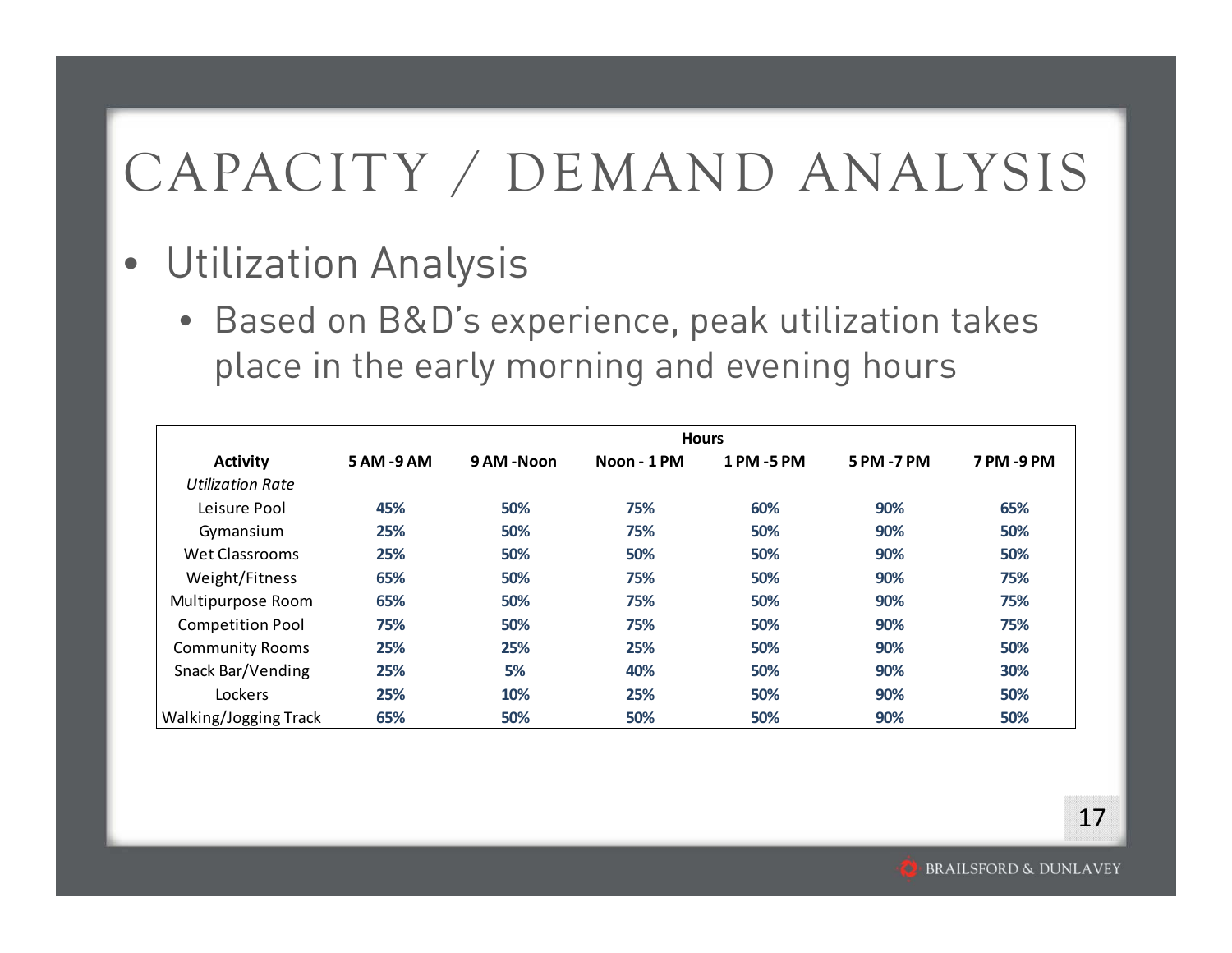# CAPACITY / DEMAND ANALYSIS

- Utilization Analysis
  - Based on B&D's experience, peak utilization takes place in the early morning and evening hours

| | Hours | | | | | |
|---|---|---|---|---|---|---|
| **Activity** | **5 AM -9 AM** | **9 AM -Noon** | **Noon - 1 PM** | **1 PM -5 PM** | **5 PM -7 PM** | **7 PM -9 PM** |
| *Utilization Rate* | | | | | | |
| Leisure Pool | 45% | 50% | 75% | 60% | 90% | 65% |
| Gymansium | 25% | 50% | 75% | 50% | 90% | 50% |
| Wet Classrooms | 25% | 50% | 50% | 50% | 90% | 50% |
| Weight/Fitness | 65% | 50% | 75% | 50% | 90% | 75% |
| Multipurpose Room | 65% | 50% | 75% | 50% | 90% | 75% |
| Competition Pool | 75% | 50% | 75% | 50% | 90% | 75% |
| Community Rooms | 25% | 25% | 25% | 50% | 90% | 50% |
| Snack Bar/Vending | 25% | 5% | 40% | 50% | 90% | 30% |
| Lockers | 25% | 10% | 25% | 50% | 90% | 50% |
| Walking/Jogging Track | 65% | 50% | 50% | 50% | 90% | 50% |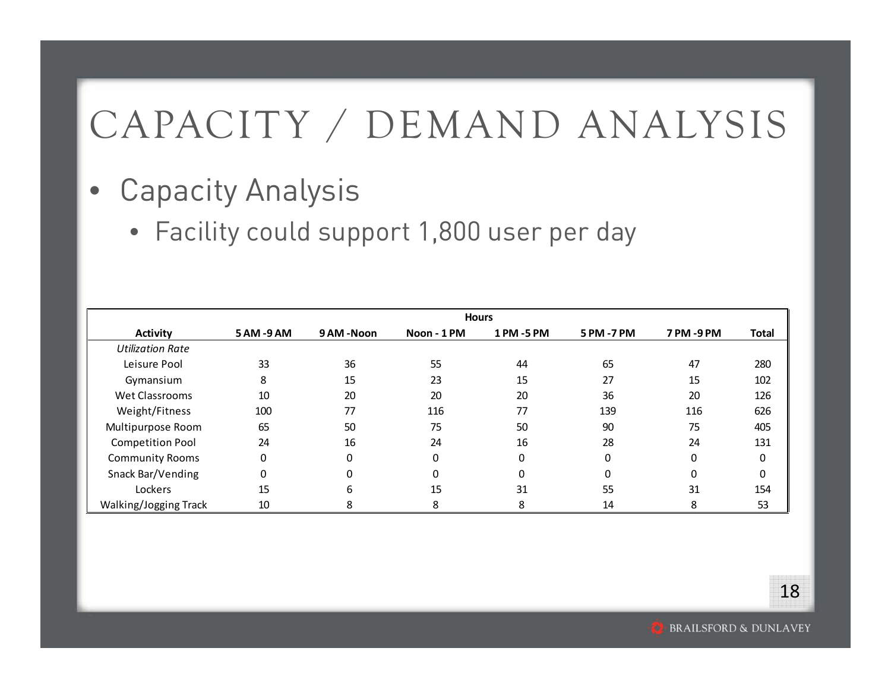# CAPACITY / DEMAND ANALYSIS

- Capacity Analysis
  - Facility could support 1,800 user per day

| | Hours | | | | | | |
|---|---|---|---|---|---|---|---|
| **Activity** | **5 AM -9 AM** | **9 AM -Noon** | **Noon - 1 PM** | **1 PM -5 PM** | **5 PM -7 PM** | **7 PM -9 PM** | **Total** |
| *Utilization Rate* | | | | | | | |
| Leisure Pool | 33 | 36 | 55 | 44 | 65 | 47 | 280 |
| Gymansium | 8 | 15 | 23 | 15 | 27 | 15 | 102 |
| Wet Classrooms | 10 | 20 | 20 | 20 | 36 | 20 | 126 |
| Weight/Fitness | 100 | 77 | 116 | 77 | 139 | 116 | 626 |
| Multipurpose Room | 65 | 50 | 75 | 50 | 90 | 75 | 405 |
| Competition Pool | 24 | 16 | 24 | 16 | 28 | 24 | 131 |
| Community Rooms | 0 | 0 | 0 | 0 | 0 | 0 | 0 |
| Snack Bar/Vending | 0 | 0 | 0 | 0 | 0 | 0 | 0 |
| Lockers | 15 | 6 | 15 | 31 | 55 | 31 | 154 |
| Walking/Jogging Track | 10 | 8 | 8 | 8 | 14 | 8 | 53 |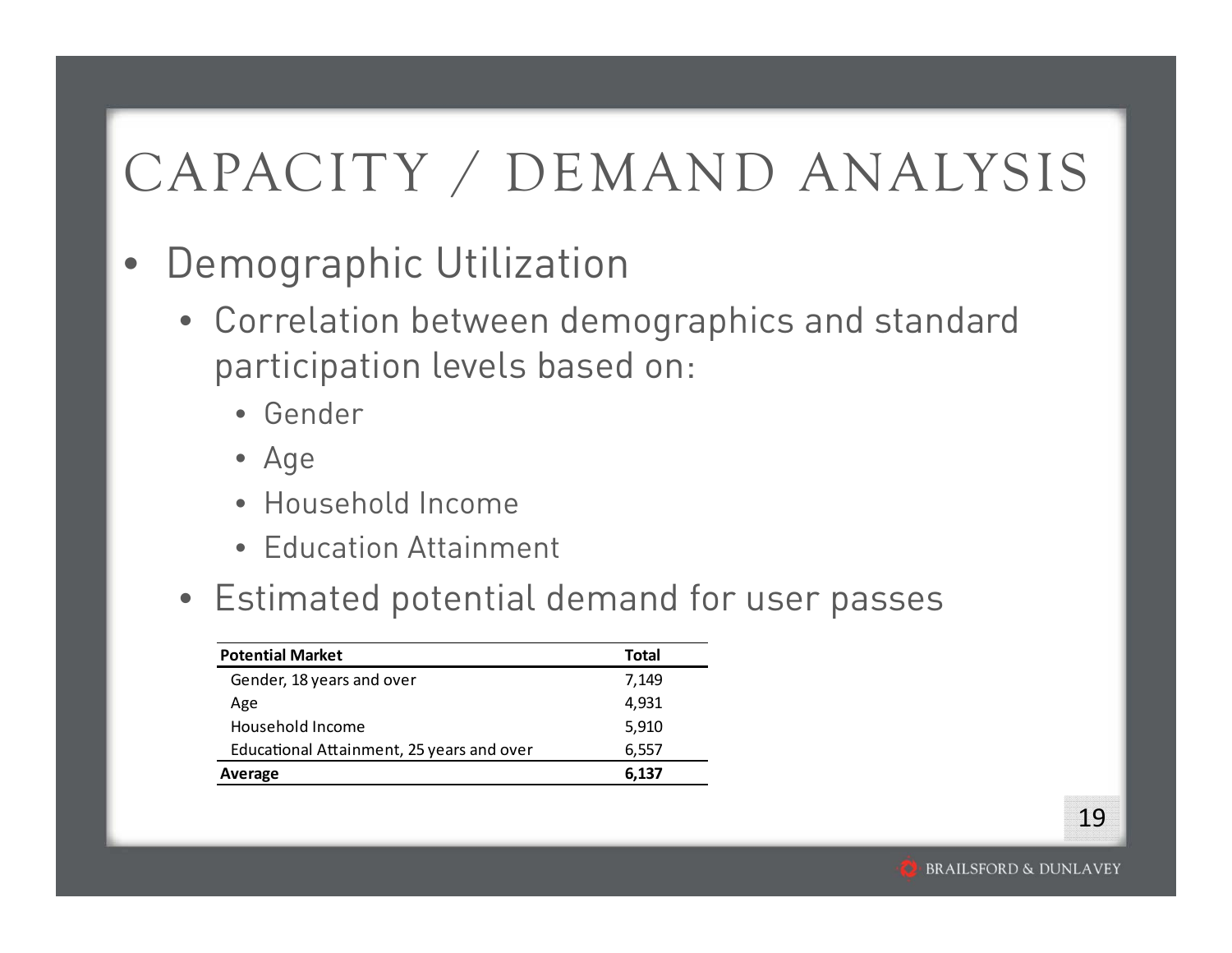# CAPACITY / DEMAND ANALYSIS

- Demographic Utilization
  - Correlation between demographics and standard participation levels based on:
    - Gender
    - Age
    - Household Income
    - Education Attainment
  - Estimated potential demand for user passes

| **Potential Market** | **Total** |
|---|---|
| Gender, 18 years and over | 7,149 |
| Age | 4,931 |
| Household Income | 5,910 |
| Educational Attainment, 25 years and over | 6,557 |
| **Average** | **6,137** |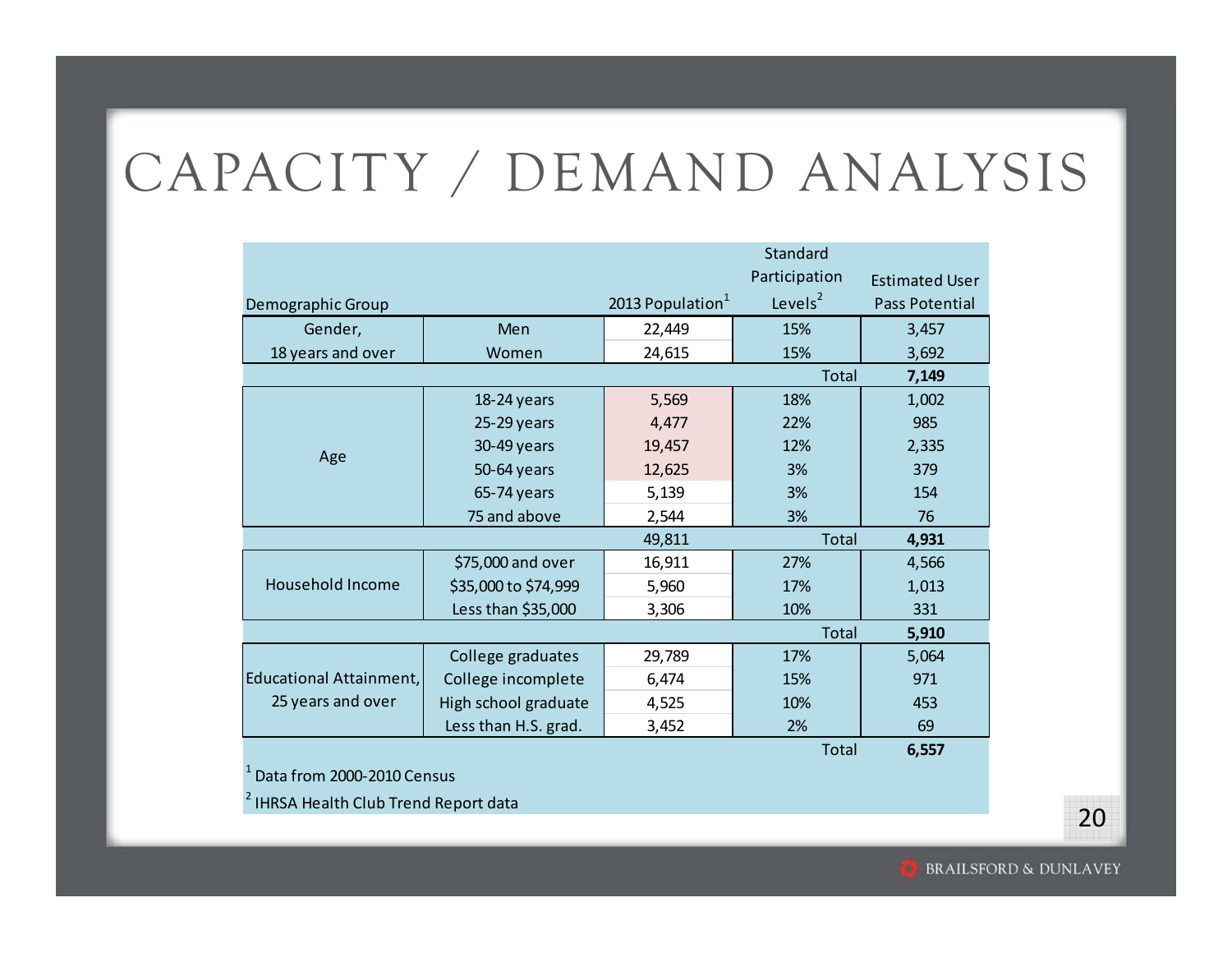# CAPACITY / DEMAND ANALYSIS

| Demographic Group | | 2013 Population[1] | Standard Participation Levels[2] | Estimated User Pass Potential |
|---|---|---|---|---|
| Gender, 18 years and over | Men | 22,449 | 15% | 3,457 |
| | Women | 24,615 | 15% | 3,692 |
| | | | Total | **7,149** |
| Age | 18-24 years | 5,569 | 18% | 1,002 |
| | 25-29 years | 4,477 | 22% | 985 |
| | 30-49 years | 19,457 | 12% | 2,335 |
| | 50-64 years | 12,625 | 3% | 379 |
| | 65-74 years | 5,139 | 3% | 154 |
| | 75 and above | 2,544 | 3% | 76 |
| | | 49,811 | Total | **4,931** |
| Household Income | $75,000 and over | 16,911 | 27% | 4,566 |
| | $35,000 to $74,999 | 5,960 | 17% | 1,013 |
| | Less than $35,000 | 3,306 | 10% | 331 |
| | | | Total | **5,910** |
| Educational Attainment, 25 years and over | College graduates | 29,789 | 17% | 5,064 |
| | College incomplete | 6,474 | 15% | 971 |
| | High school graduate | 4,525 | 10% | 453 |
| | Less than H.S. grad. | 3,452 | 2% | 69 |
| | | | Total | **6,557** |

[1] Data from 2000-2010 Census

[2] IHRSA Health Club Trend Report data

BRAILSFORD & DUNLAVEY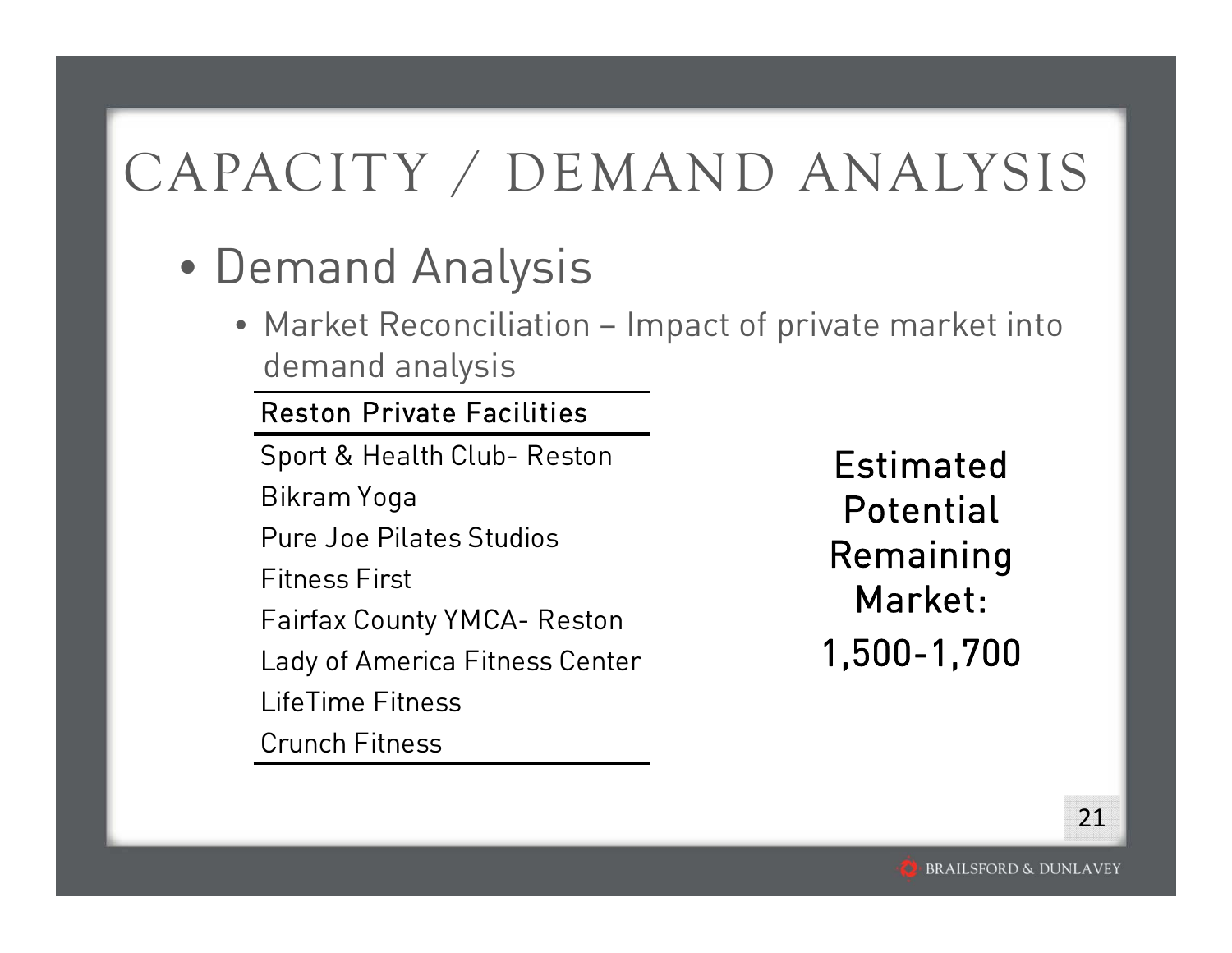# CAPACITY / DEMAND ANALYSIS

- Demand Analysis
  - Market Reconciliation – Impact of private market into demand analysis

| Reston Private Facilities |
|---|
| Sport & Health Club- Reston |
| Bikram Yoga |
| Pure Joe Pilates Studios |
| Fitness First |
| Fairfax County YMCA- Reston |
| Lady of America Fitness Center |
| LifeTime Fitness |
| Crunch Fitness |

**Estimated Potential Remaining Market: 1,500-1,700**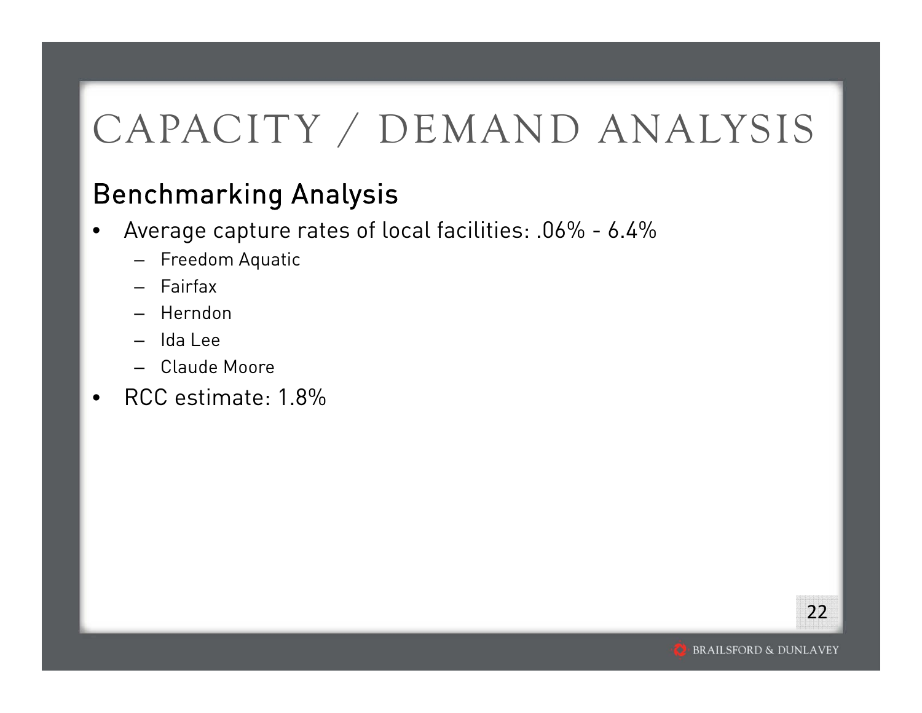# CAPACITY / DEMAND ANALYSIS

## Benchmarking Analysis

- Average capture rates of local facilities: .06% - 6.4%
  - Freedom Aquatic
  - Fairfax
  - Herndon
  - Ida Lee
  - Claude Moore
- RCC estimate: 1.8%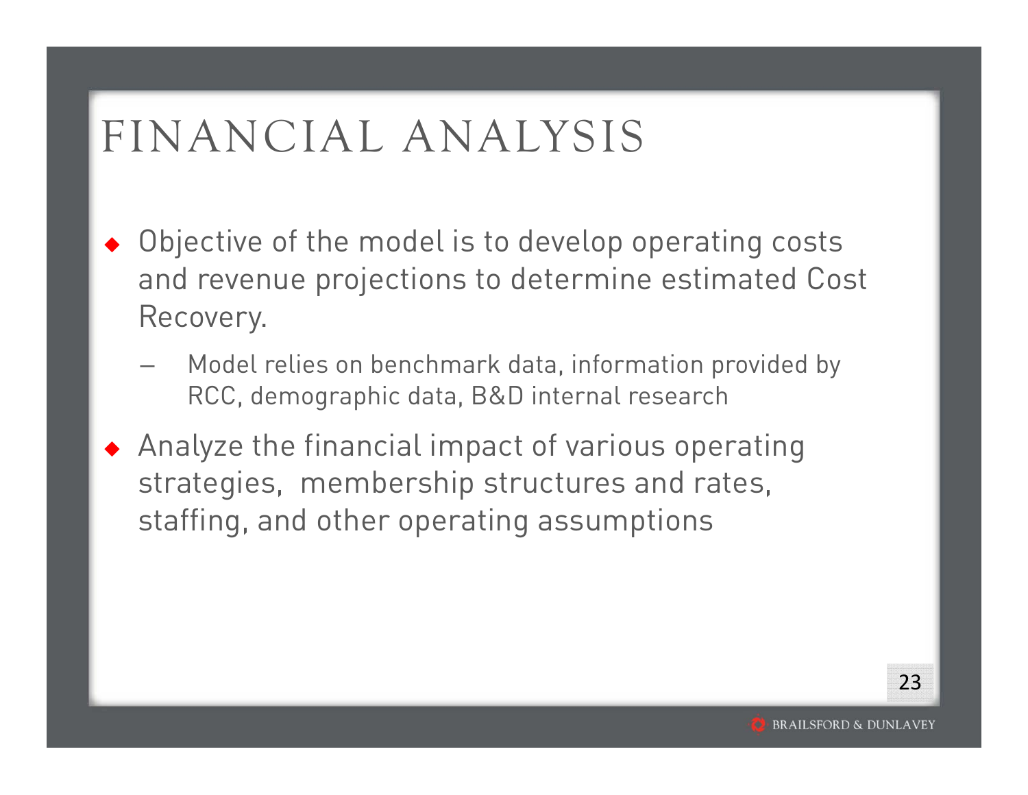# FINANCIAL ANALYSIS

- Objective of the model is to develop operating costs and revenue projections to determine estimated Cost Recovery.
  - Model relies on benchmark data, information provided by RCC, demographic data, B&D internal research
- Analyze the financial impact of various operating strategies, membership structures and rates, staffing, and other operating assumptions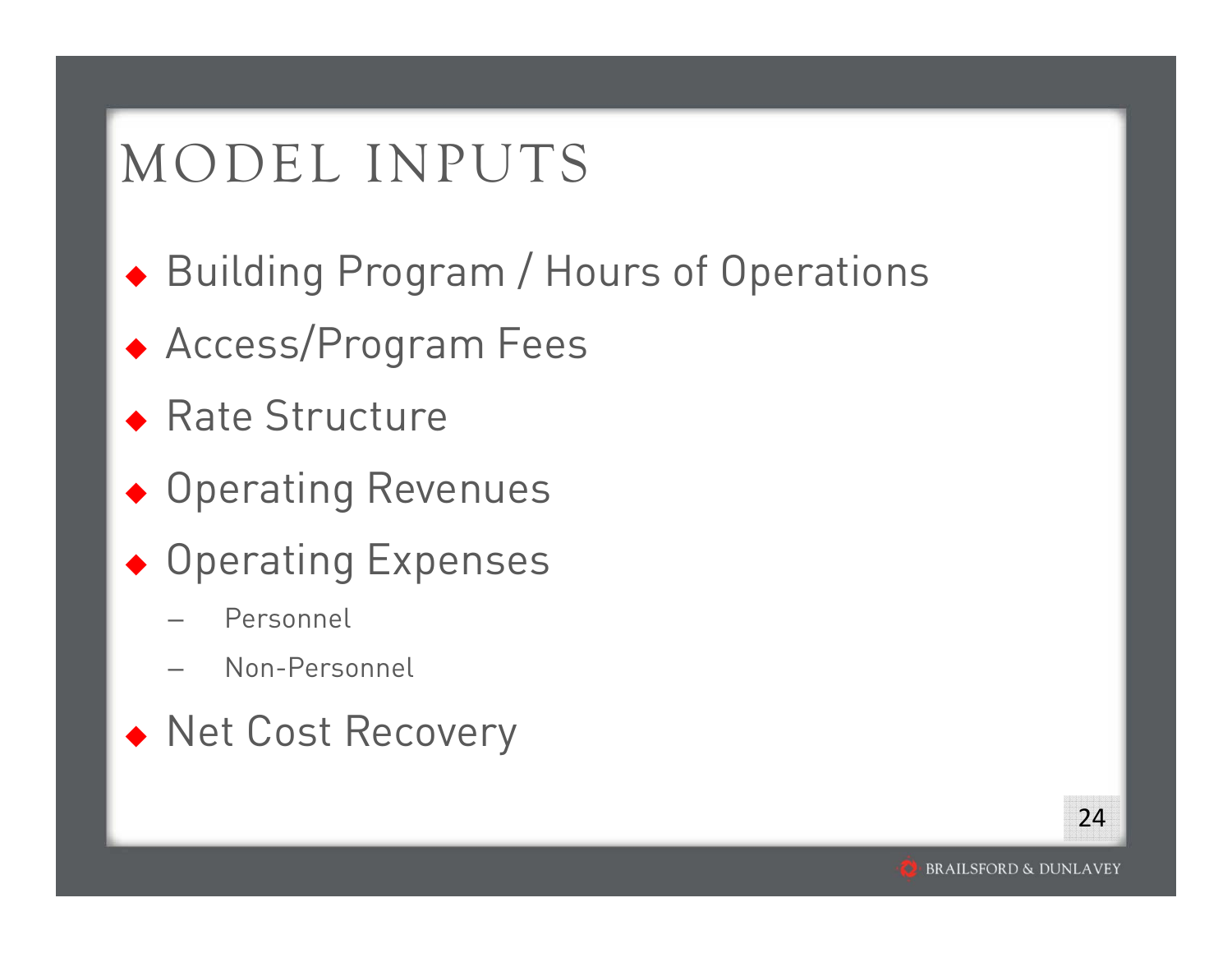# MODEL INPUTS

- Building Program / Hours of Operations
- Access/Program Fees
- Rate Structure
- Operating Revenues
- Operating Expenses
  - Personnel
  - Non-Personnel
- Net Cost Recovery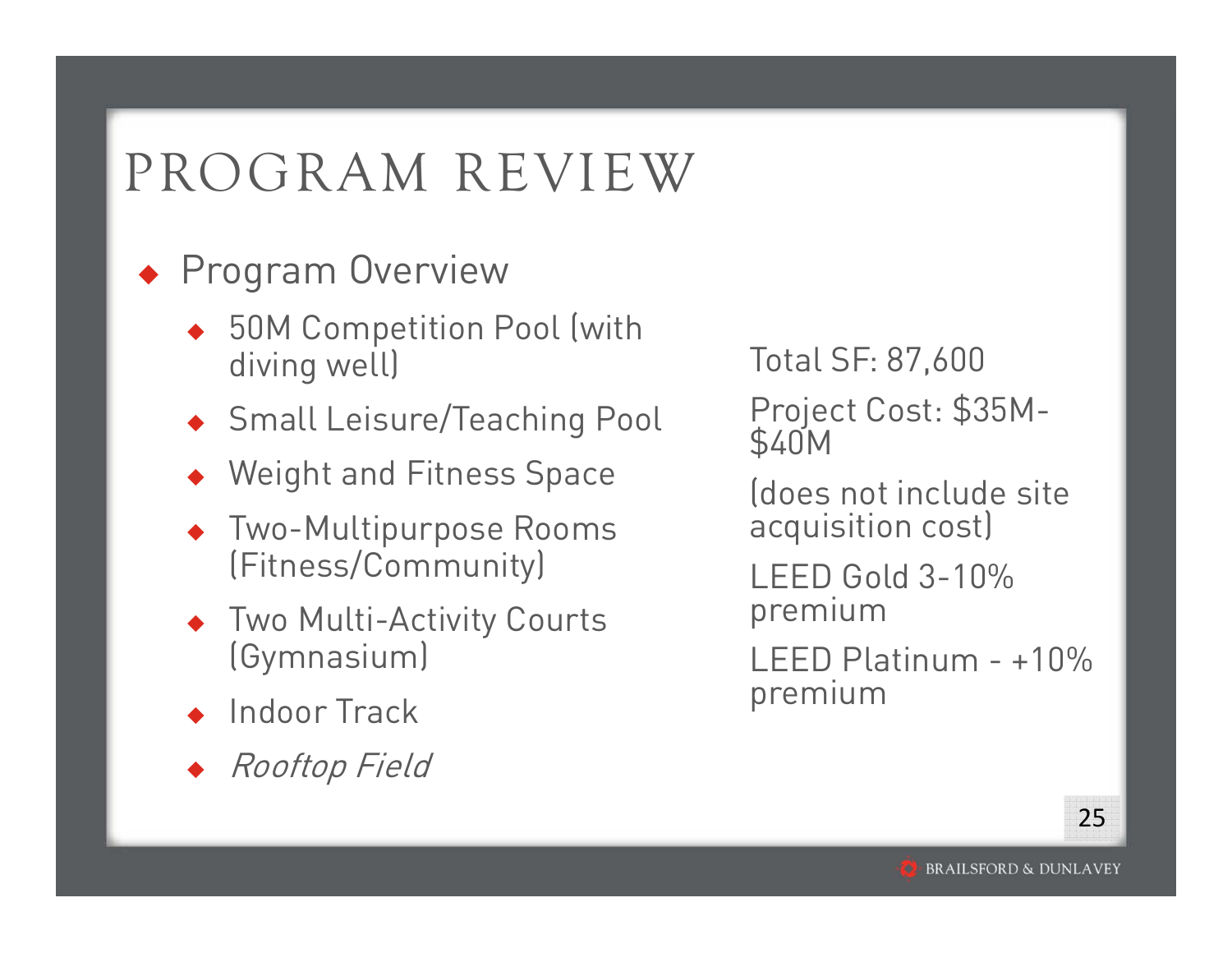# PROGRAM REVIEW

- Program Overview
  - 50M Competition Pool (with diving well)
  - Small Leisure/Teaching Pool
  - Weight and Fitness Space
  - Two-Multipurpose Rooms (Fitness/Community)
  - Two Multi-Activity Courts (Gymnasium)
  - Indoor Track
  - *Rooftop Field*

Total SF: 87,600

Project Cost: $35M-$40M

(does not include site acquisition cost)

LEED Gold 3-10% premium

LEED Platinum - +10% premium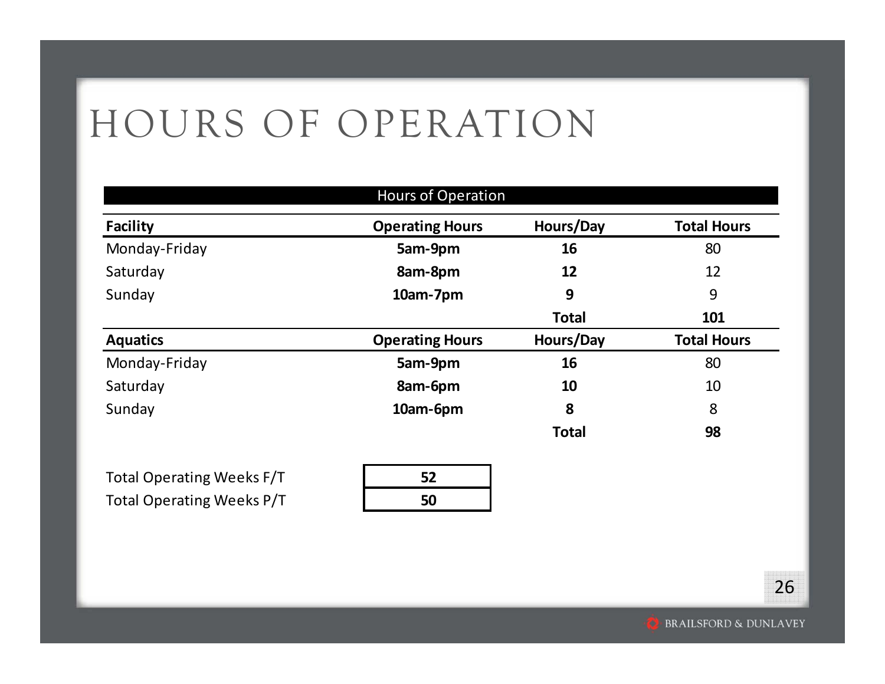# HOURS OF OPERATION

| Hours of Operation | | | |
|---|---|---|---|
| **Facility** | **Operating Hours** | **Hours/Day** | **Total Hours** |
| Monday-Friday | **5am-9pm** | **16** | 80 |
| Saturday | **8am-8pm** | **12** | 12 |
| Sunday | **10am-7pm** | **9** | 9 |
| | | **Total** | **101** |
| **Aquatics** | **Operating Hours** | **Hours/Day** | **Total Hours** |
| Monday-Friday | **5am-9pm** | **16** | 80 |
| Saturday | **8am-6pm** | **10** | 10 |
| Sunday | **10am-6pm** | **8** | 8 |
| | | **Total** | **98** |

| | |
|---|---|
| Total Operating Weeks F/T | **52** |
| Total Operating Weeks P/T | **50** |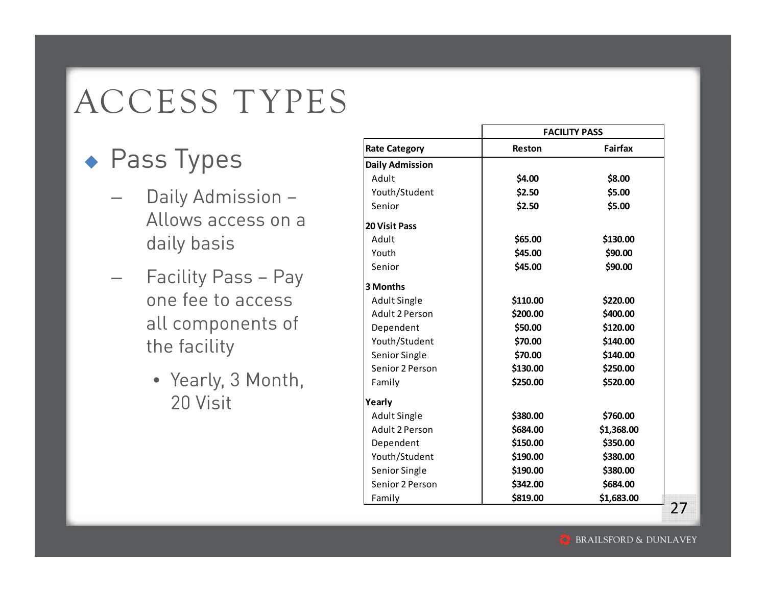# ACCESS TYPES

- Pass Types
  - Daily Admission – Allows access on a daily basis
  - Facility Pass – Pay one fee to access all components of the facility
    - Yearly, 3 Month, 20 Visit

| | FACILITY PASS | |
|---|---|---|
| **Rate Category** | **Reston** | **Fairfax** |
| **Daily Admission** | | |
| Adult | **$4.00** | **$8.00** |
| Youth/Student | **$2.50** | **$5.00** |
| Senior | **$2.50** | **$5.00** |
| **20 Visit Pass** | | |
| Adult | **$65.00** | **$130.00** |
| Youth | **$45.00** | **$90.00** |
| Senior | **$45.00** | **$90.00** |
| **3 Months** | | |
| Adult Single | **$110.00** | **$220.00** |
| Adult 2 Person | **$200.00** | **$400.00** |
| Dependent | **$50.00** | **$120.00** |
| Youth/Student | **$70.00** | **$140.00** |
| Senior Single | **$70.00** | **$140.00** |
| Senior 2 Person | **$130.00** | **$250.00** |
| Family | **$250.00** | **$520.00** |
| **Yearly** | | |
| Adult Single | **$380.00** | **$760.00** |
| Adult 2 Person | **$684.00** | **$1,368.00** |
| Dependent | **$150.00** | **$350.00** |
| Youth/Student | **$190.00** | **$380.00** |
| Senior Single | **$190.00** | **$380.00** |
| Senior 2 Person | **$342.00** | **$684.00** |
| Family | **$819.00** | **$1,683.00** |

BRAILSFORD & DUNLAVEY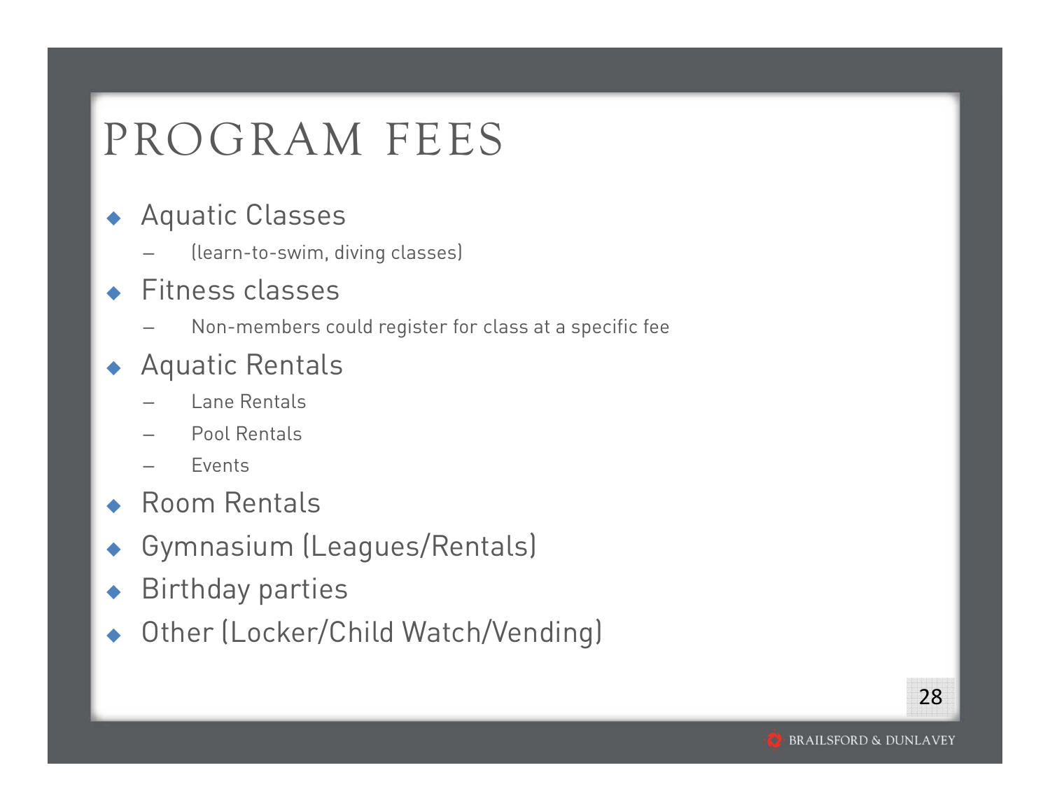# PROGRAM FEES

- Aquatic Classes
  - (learn-to-swim, diving classes)
- Fitness classes
  - Non-members could register for class at a specific fee
- Aquatic Rentals
  - Lane Rentals
  - Pool Rentals
  - Events
- Room Rentals
- Gymnasium (Leagues/Rentals)
- Birthday parties
- Other (Locker/Child Watch/Vending)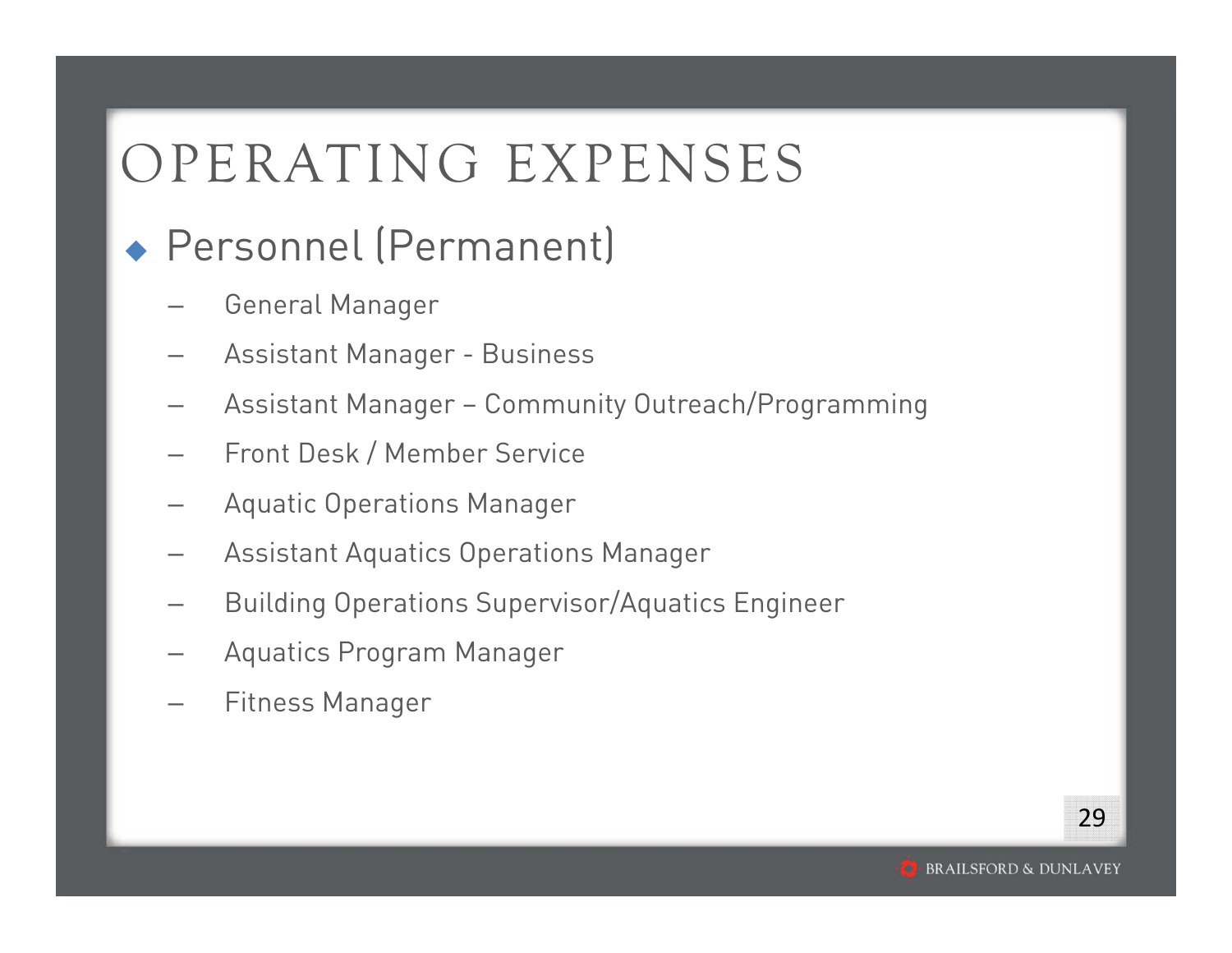# OPERATING EXPENSES

- Personnel (Permanent)
  - General Manager
  - Assistant Manager - Business
  - Assistant Manager – Community Outreach/Programming
  - Front Desk / Member Service
  - Aquatic Operations Manager
  - Assistant Aquatics Operations Manager
  - Building Operations Supervisor/Aquatics Engineer
  - Aquatics Program Manager
  - Fitness Manager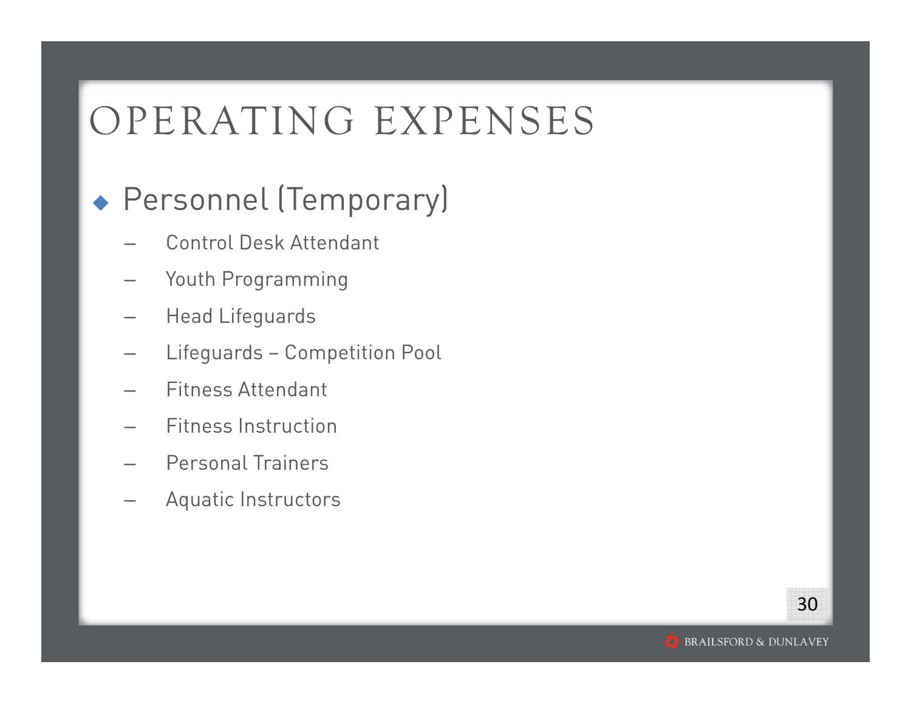# OPERATING EXPENSES

- Personnel (Temporary)
  - Control Desk Attendant
  - Youth Programming
  - Head Lifeguards
  - Lifeguards – Competition Pool
  - Fitness Attendant
  - Fitness Instruction
  - Personal Trainers
  - Aquatic Instructors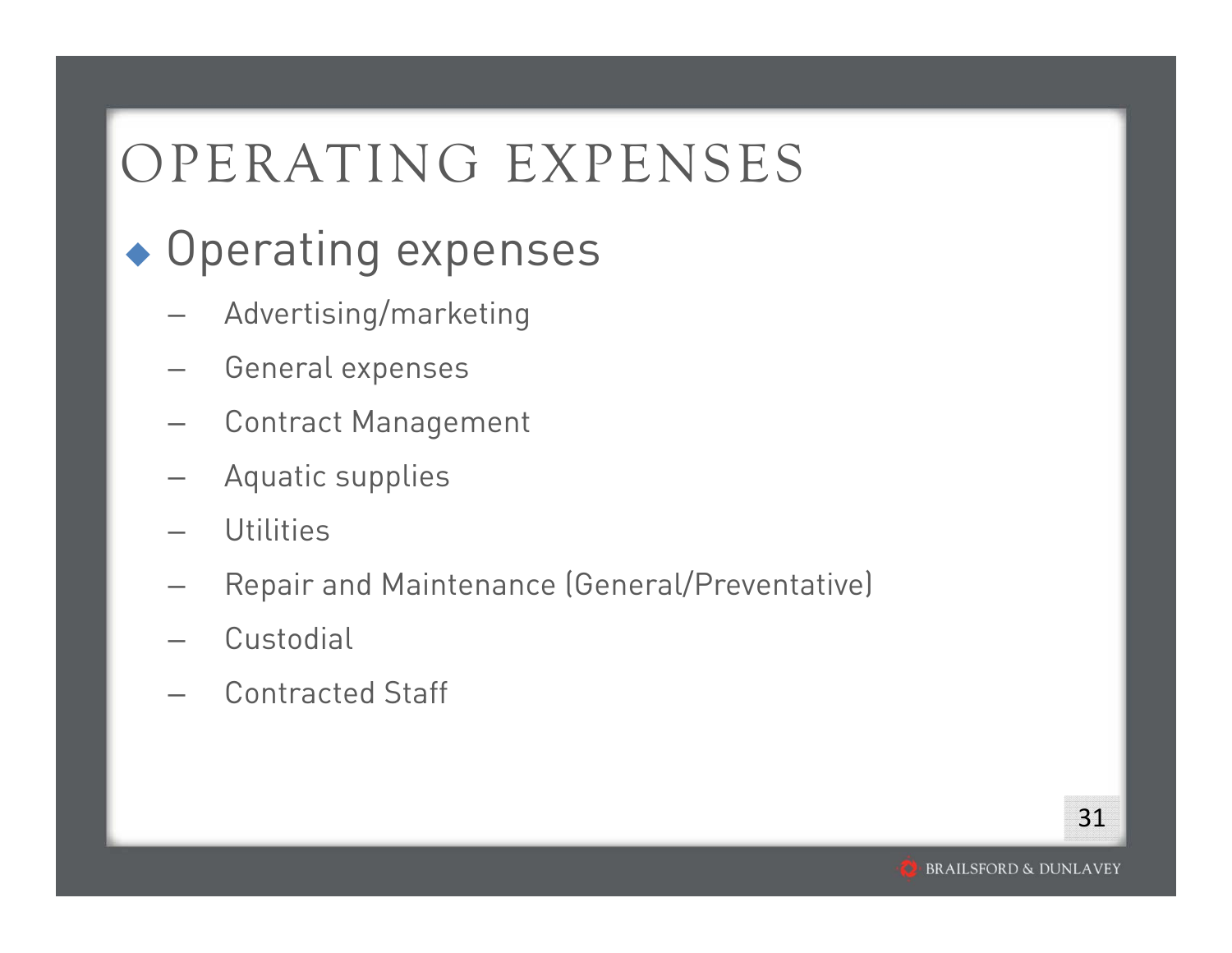# OPERATING EXPENSES

- Operating expenses
  - Advertising/marketing
  - General expenses
  - Contract Management
  - Aquatic supplies
  - Utilities
  - Repair and Maintenance (General/Preventative)
  - Custodial
  - Contracted Staff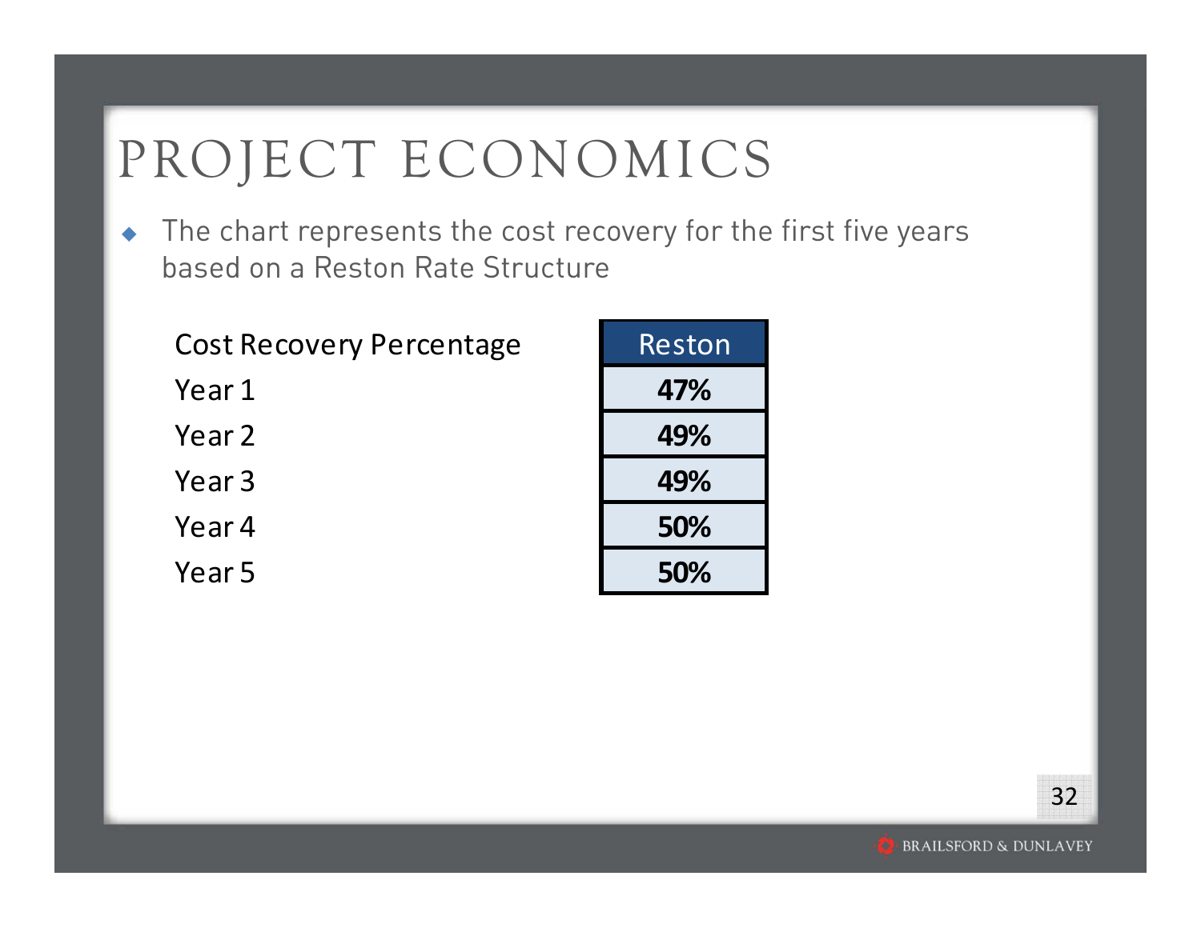# PROJECT ECONOMICS

- The chart represents the cost recovery for the first five years based on a Reston Rate Structure

| Cost Recovery Percentage | Reston |
|---|---|
| Year 1 | **47%** |
| Year 2 | **49%** |
| Year 3 | **49%** |
| Year 4 | **50%** |
| Year 5 | **50%** |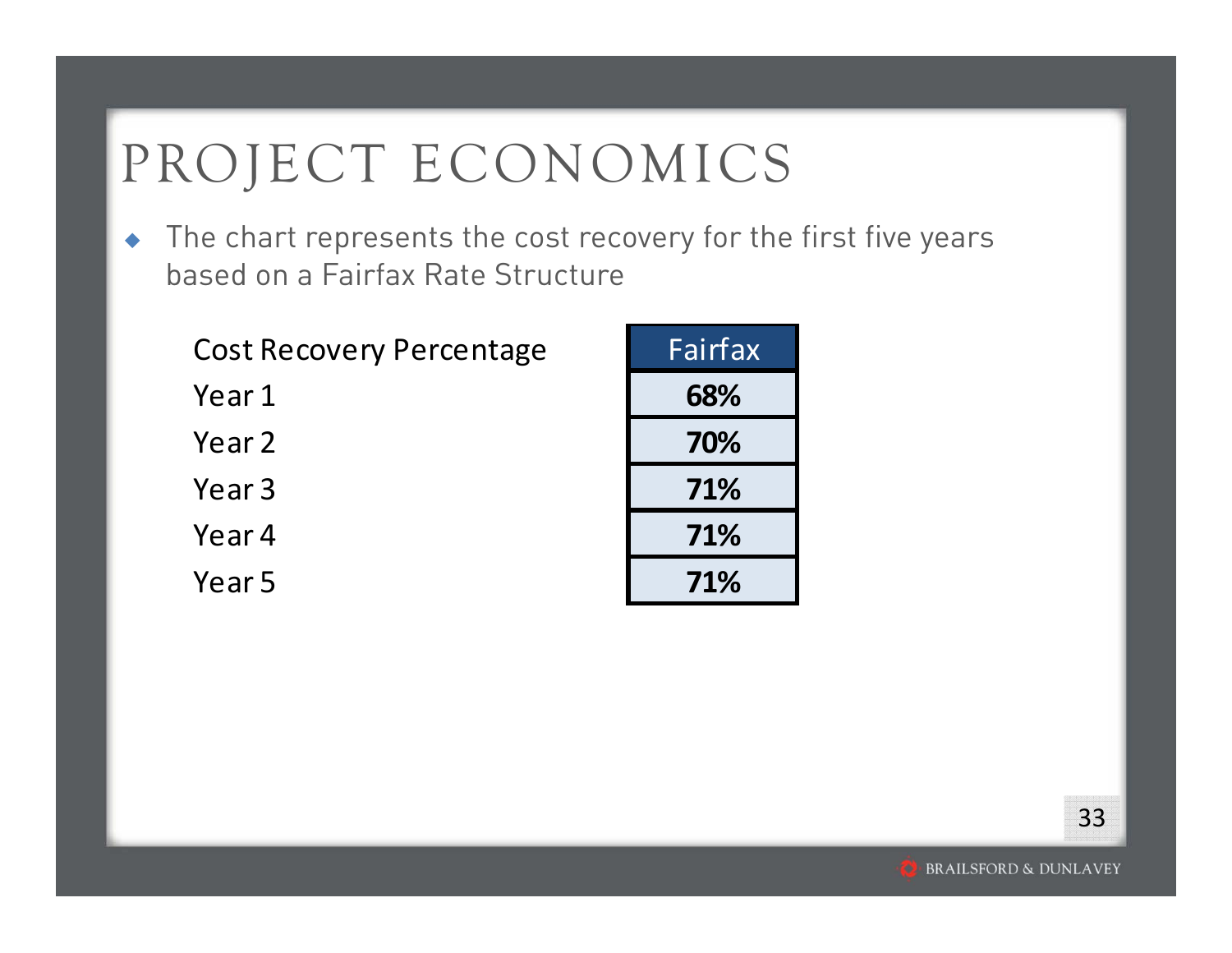# PROJECT ECONOMICS

- The chart represents the cost recovery for the first five years based on a Fairfax Rate Structure

| Cost Recovery Percentage | Fairfax |
|---|---|
| Year 1 | **68%** |
| Year 2 | **70%** |
| Year 3 | **71%** |
| Year 4 | **71%** |
| Year 5 | **71%** |